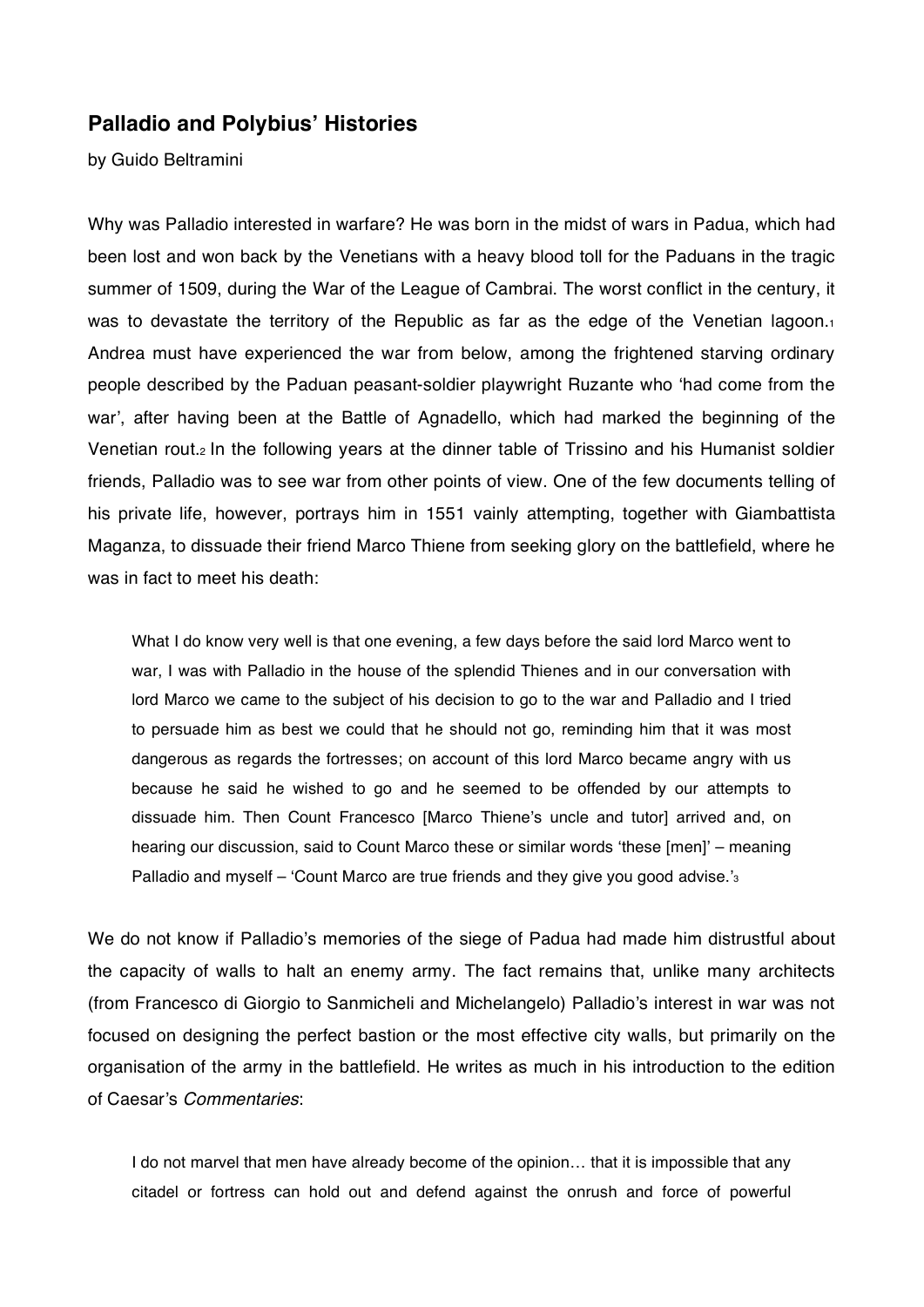## Palladio and Polybius' Histories

by Guido Beltramini

Why was Palladio interested in warfare? He was born in the midst of wars in Padua, which had been lost and won back by the Venetians with a heavy blood toll for the Paduans in the tragic summer of 1509, during the War of the League of Cambrai. The worst conflict in the century, it was to devastate the territory of the Republic as far as the edge of the Venetian lagoon.[1] Andrea must have experienced the war from below, among the frightened starving ordinary people described by the Paduan peasant-soldier playwright Ruzante who 'had come from the war', after having been at the Battle of Agnadello, which had marked the beginning of the Venetian rout.[2] In the following years at the dinner table of Trissino and his Humanist soldier friends, Palladio was to see war from other points of view. One of the few documents telling of his private life, however, portrays him in 1551 vainly attempting, together with Giambattista Maganza, to dissuade their friend Marco Thiene from seeking glory on the battlefield, where he was in fact to meet his death:

> What I do know very well is that one evening, a few days before the said lord Marco went to war, I was with Palladio in the house of the splendid Thienes and in our conversation with lord Marco we came to the subject of his decision to go to the war and Palladio and I tried to persuade him as best we could that he should not go, reminding him that it was most dangerous as regards the fortresses; on account of this lord Marco became angry with us because he said he wished to go and he seemed to be offended by our attempts to dissuade him. Then Count Francesco [Marco Thiene's uncle and tutor] arrived and, on hearing our discussion, said to Count Marco these or similar words 'these [men]' – meaning Palladio and myself – 'Count Marco are true friends and they give you good advise.'[3]

We do not know if Palladio's memories of the siege of Padua had made him distrustful about the capacity of walls to halt an enemy army. The fact remains that, unlike many architects (from Francesco di Giorgio to Sanmicheli and Michelangelo) Palladio's interest in war was not focused on designing the perfect bastion or the most effective city walls, but primarily on the organisation of the army in the battlefield. He writes as much in his introduction to the edition of Caesar's *Commentaries*:

> I do not marvel that men have already become of the opinion… that it is impossible that any citadel or fortress can hold out and defend against the onrush and force of powerful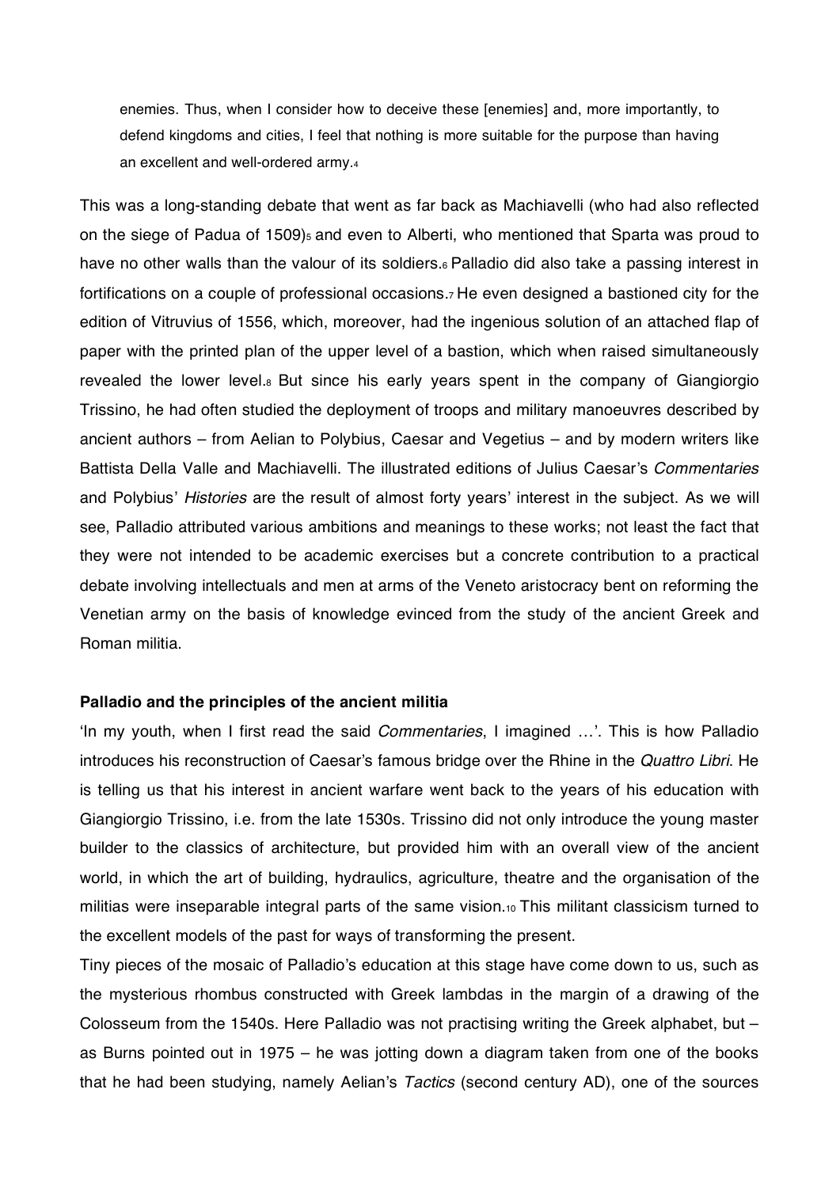> enemies. Thus, when I consider how to deceive these [enemies] and, more importantly, to defend kingdoms and cities, I feel that nothing is more suitable for the purpose than having an excellent and well-ordered army.[4]

This was a long-standing debate that went as far back as Machiavelli (who had also reflected on the siege of Padua of 1509)[5] and even to Alberti, who mentioned that Sparta was proud to have no other walls than the valour of its soldiers.[6] Palladio did also take a passing interest in fortifications on a couple of professional occasions.[7] He even designed a bastioned city for the edition of Vitruvius of 1556, which, moreover, had the ingenious solution of an attached flap of paper with the printed plan of the upper level of a bastion, which when raised simultaneously revealed the lower level.[8] But since his early years spent in the company of Giangiorgio Trissino, he had often studied the deployment of troops and military manoeuvres described by ancient authors – from Aelian to Polybius, Caesar and Vegetius – and by modern writers like Battista Della Valle and Machiavelli. The illustrated editions of Julius Caesar's *Commentaries* and Polybius' *Histories* are the result of almost forty years' interest in the subject. As we will see, Palladio attributed various ambitions and meanings to these works; not least the fact that they were not intended to be academic exercises but a concrete contribution to a practical debate involving intellectuals and men at arms of the Veneto aristocracy bent on reforming the Venetian army on the basis of knowledge evinced from the study of the ancient Greek and Roman militia.

## Palladio and the principles of the ancient militia

'In my youth, when I first read the said *Commentaries*, I imagined …'. This is how Palladio introduces his reconstruction of Caesar's famous bridge over the Rhine in the *Quattro Libri*. He is telling us that his interest in ancient warfare went back to the years of his education with Giangiorgio Trissino, i.e. from the late 1530s. Trissino did not only introduce the young master builder to the classics of architecture, but provided him with an overall view of the ancient world, in which the art of building, hydraulics, agriculture, theatre and the organisation of the militias were inseparable integral parts of the same vision.[10] This militant classicism turned to the excellent models of the past for ways of transforming the present.

Tiny pieces of the mosaic of Palladio's education at this stage have come down to us, such as the mysterious rhombus constructed with Greek lambdas in the margin of a drawing of the Colosseum from the 1540s. Here Palladio was not practising writing the Greek alphabet, but – as Burns pointed out in 1975 – he was jotting down a diagram taken from one of the books that he had been studying, namely Aelian's *Tactics* (second century AD), one of the sources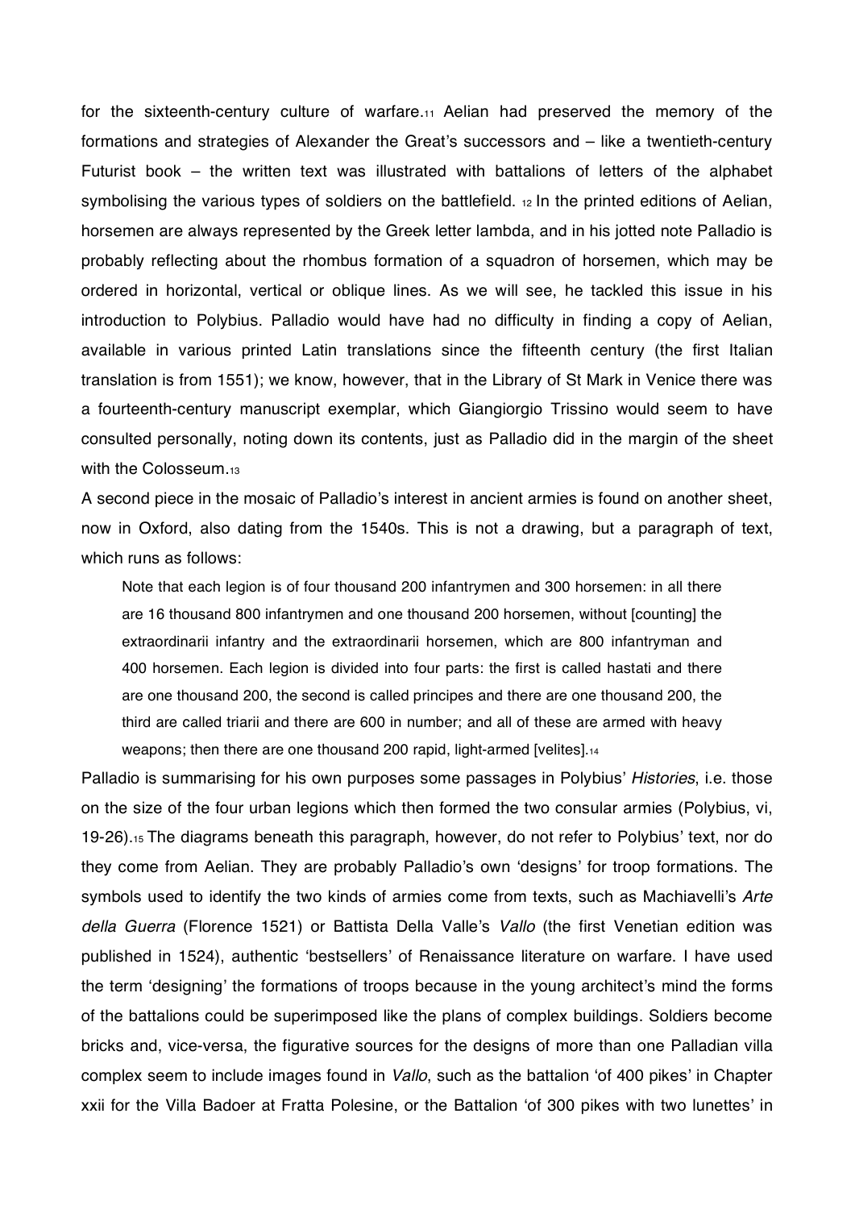for the sixteenth-century culture of warfare.[11] Aelian had preserved the memory of the formations and strategies of Alexander the Great's successors and – like a twentieth-century Futurist book – the written text was illustrated with battalions of letters of the alphabet symbolising the various types of soldiers on the battlefield. [12] In the printed editions of Aelian, horsemen are always represented by the Greek letter lambda, and in his jotted note Palladio is probably reflecting about the rhombus formation of a squadron of horsemen, which may be ordered in horizontal, vertical or oblique lines. As we will see, he tackled this issue in his introduction to Polybius. Palladio would have had no difficulty in finding a copy of Aelian, available in various printed Latin translations since the fifteenth century (the first Italian translation is from 1551); we know, however, that in the Library of St Mark in Venice there was a fourteenth-century manuscript exemplar, which Giangiorgio Trissino would seem to have consulted personally, noting down its contents, just as Palladio did in the margin of the sheet with the Colosseum.[13]

A second piece in the mosaic of Palladio's interest in ancient armies is found on another sheet, now in Oxford, also dating from the 1540s. This is not a drawing, but a paragraph of text, which runs as follows:

> Note that each legion is of four thousand 200 infantrymen and 300 horsemen: in all there are 16 thousand 800 infantrymen and one thousand 200 horsemen, without [counting] the extraordinarii infantry and the extraordinarii horsemen, which are 800 infantryman and 400 horsemen. Each legion is divided into four parts: the first is called hastati and there are one thousand 200, the second is called principes and there are one thousand 200, the third are called triarii and there are 600 in number; and all of these are armed with heavy weapons; then there are one thousand 200 rapid, light-armed [velites].[14]

Palladio is summarising for his own purposes some passages in Polybius' *Histories*, i.e. those on the size of the four urban legions which then formed the two consular armies (Polybius, vi, 19-26).[15] The diagrams beneath this paragraph, however, do not refer to Polybius' text, nor do they come from Aelian. They are probably Palladio's own 'designs' for troop formations. The symbols used to identify the two kinds of armies come from texts, such as Machiavelli's *Arte della Guerra* (Florence 1521) or Battista Della Valle's *Vallo* (the first Venetian edition was published in 1524), authentic 'bestsellers' of Renaissance literature on warfare. I have used the term 'designing' the formations of troops because in the young architect's mind the forms of the battalions could be superimposed like the plans of complex buildings. Soldiers become bricks and, vice-versa, the figurative sources for the designs of more than one Palladian villa complex seem to include images found in *Vallo*, such as the battalion 'of 400 pikes' in Chapter xxii for the Villa Badoer at Fratta Polesine, or the Battalion 'of 300 pikes with two lunettes' in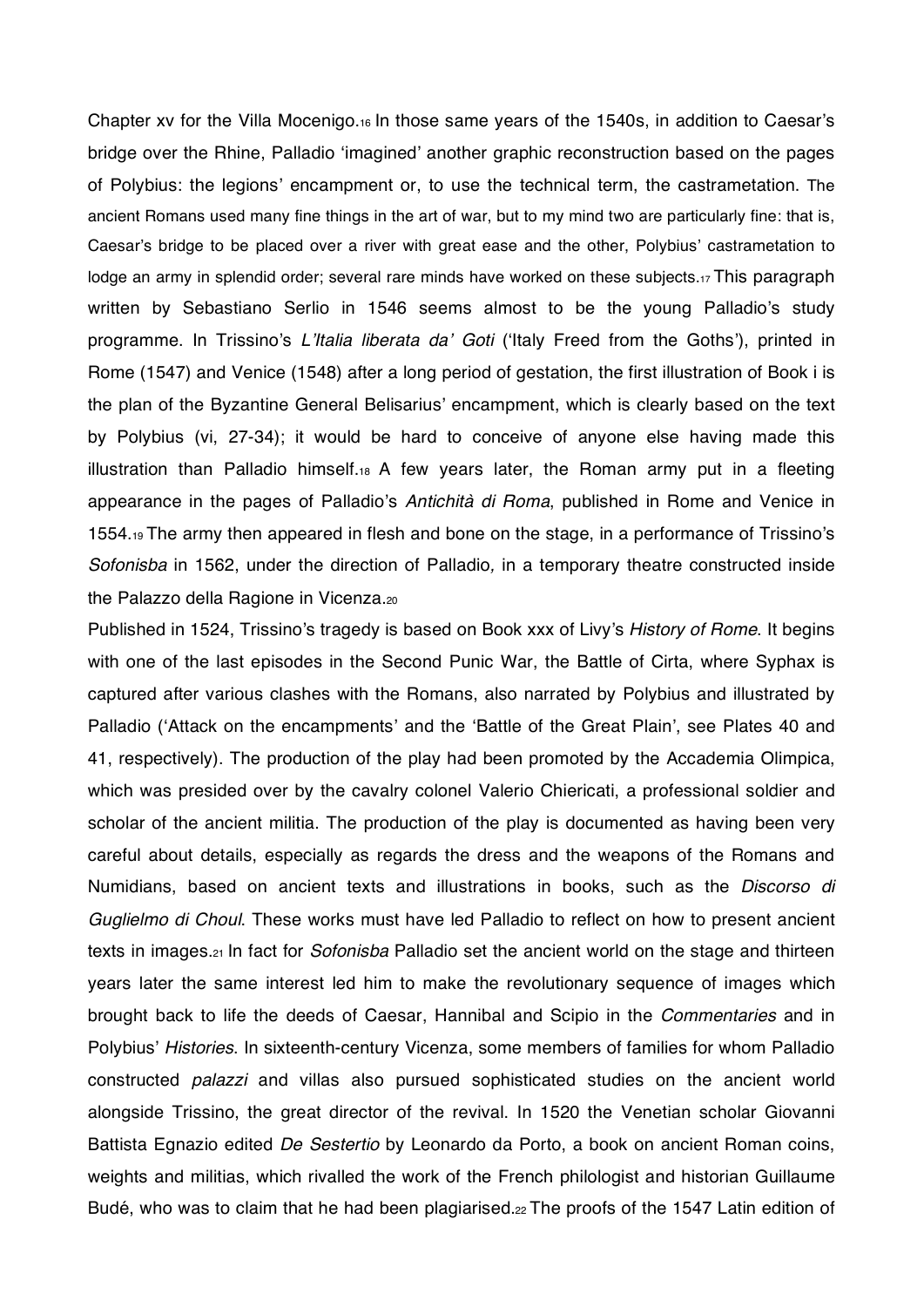Chapter xv for the Villa Mocenigo.[16] In those same years of the 1540s, in addition to Caesar's bridge over the Rhine, Palladio 'imagined' another graphic reconstruction based on the pages of Polybius: the legions' encampment or, to use the technical term, the castrametation. The ancient Romans used many fine things in the art of war, but to my mind two are particularly fine: that is, Caesar's bridge to be placed over a river with great ease and the other, Polybius' castrametation to lodge an army in splendid order; several rare minds have worked on these subjects.[17] This paragraph written by Sebastiano Serlio in 1546 seems almost to be the young Palladio's study programme. In Trissino's *L'Italia liberata da' Goti* ('Italy Freed from the Goths'), printed in Rome (1547) and Venice (1548) after a long period of gestation, the first illustration of Book i is the plan of the Byzantine General Belisarius' encampment, which is clearly based on the text by Polybius (vi, 27-34); it would be hard to conceive of anyone else having made this illustration than Palladio himself.[18] A few years later, the Roman army put in a fleeting appearance in the pages of Palladio's *Antichità di Roma*, published in Rome and Venice in 1554.[19] The army then appeared in flesh and bone on the stage, in a performance of Trissino's *Sofonisba* in 1562, under the direction of Palladio, in a temporary theatre constructed inside the Palazzo della Ragione in Vicenza.[20]

Published in 1524, Trissino's tragedy is based on Book xxx of Livy's *History of Rome*. It begins with one of the last episodes in the Second Punic War, the Battle of Cirta, where Syphax is captured after various clashes with the Romans, also narrated by Polybius and illustrated by Palladio ('Attack on the encampments' and the 'Battle of the Great Plain', see Plates 40 and 41, respectively). The production of the play had been promoted by the Accademia Olimpica, which was presided over by the cavalry colonel Valerio Chiericati, a professional soldier and scholar of the ancient militia. The production of the play is documented as having been very careful about details, especially as regards the dress and the weapons of the Romans and Numidians, based on ancient texts and illustrations in books, such as the *Discorso di Guglielmo di Choul*. These works must have led Palladio to reflect on how to present ancient texts in images.[21] In fact for *Sofonisba* Palladio set the ancient world on the stage and thirteen years later the same interest led him to make the revolutionary sequence of images which brought back to life the deeds of Caesar, Hannibal and Scipio in the *Commentaries* and in Polybius' *Histories*. In sixteenth-century Vicenza, some members of families for whom Palladio constructed *palazzi* and villas also pursued sophisticated studies on the ancient world alongside Trissino, the great director of the revival. In 1520 the Venetian scholar Giovanni Battista Egnazio edited *De Sestertio* by Leonardo da Porto, a book on ancient Roman coins, weights and militias, which rivalled the work of the French philologist and historian Guillaume Budé, who was to claim that he had been plagiarised.[22] The proofs of the 1547 Latin edition of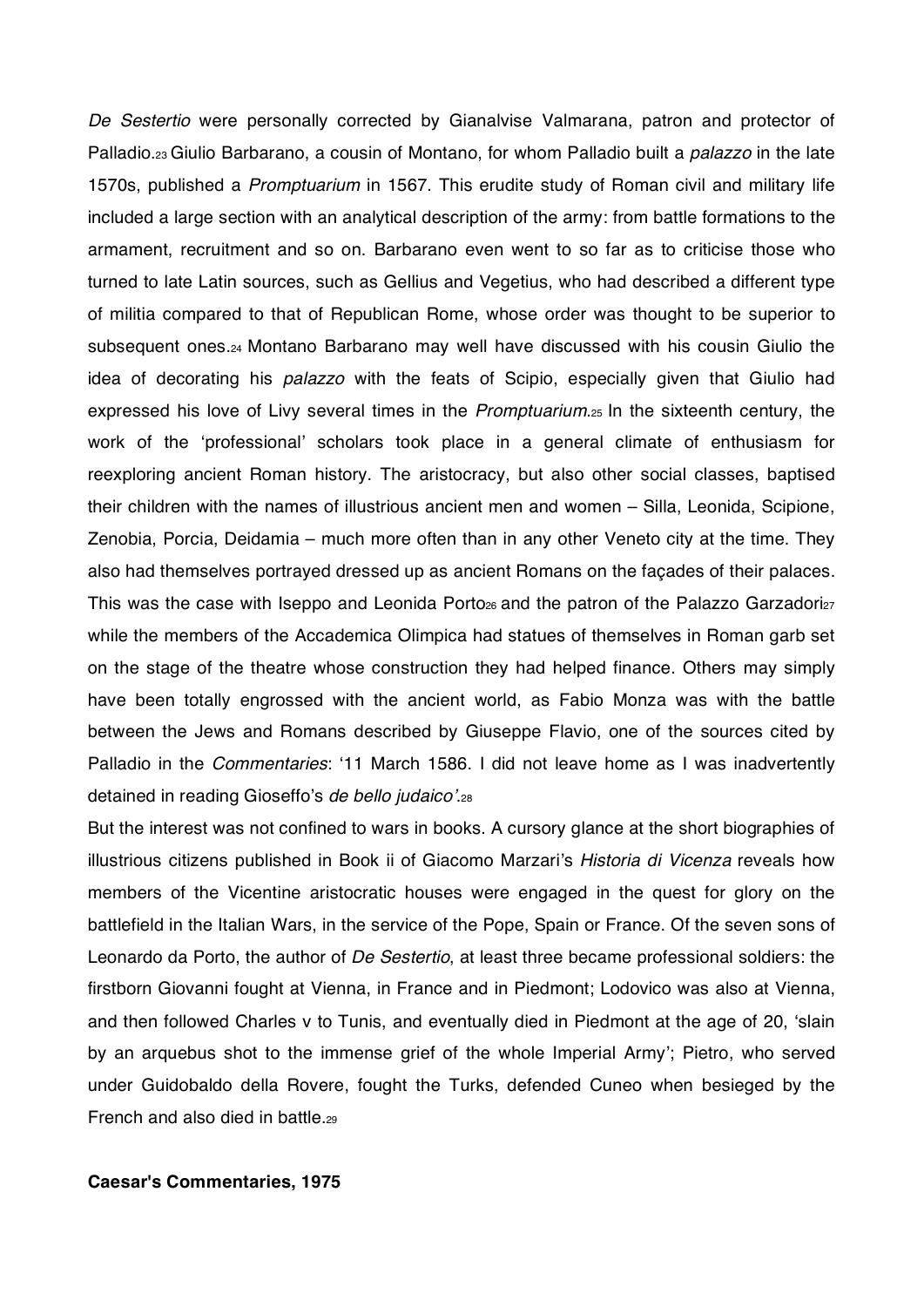*De Sestertio* were personally corrected by Gianalvise Valmarana, patron and protector of Palladio.[23] Giulio Barbarano, a cousin of Montano, for whom Palladio built a *palazzo* in the late 1570s, published a *Promptuarium* in 1567. This erudite study of Roman civil and military life included a large section with an analytical description of the army: from battle formations to the armament, recruitment and so on. Barbarano even went to so far as to criticise those who turned to late Latin sources, such as Gellius and Vegetius, who had described a different type of militia compared to that of Republican Rome, whose order was thought to be superior to subsequent ones.[24] Montano Barbarano may well have discussed with his cousin Giulio the idea of decorating his *palazzo* with the feats of Scipio, especially given that Giulio had expressed his love of Livy several times in the *Promptuarium*.[25] In the sixteenth century, the work of the 'professional' scholars took place in a general climate of enthusiasm for reexploring ancient Roman history. The aristocracy, but also other social classes, baptised their children with the names of illustrious ancient men and women – Silla, Leonida, Scipione, Zenobia, Porcia, Deidamia – much more often than in any other Veneto city at the time. They also had themselves portrayed dressed up as ancient Romans on the façades of their palaces. This was the case with Iseppo and Leonida Porto[26] and the patron of the Palazzo Garzadori[27] while the members of the Accademica Olimpica had statues of themselves in Roman garb set on the stage of the theatre whose construction they had helped finance. Others may simply have been totally engrossed with the ancient world, as Fabio Monza was with the battle between the Jews and Romans described by Giuseppe Flavio, one of the sources cited by Palladio in the *Commentaries*: '11 March 1586. I did not leave home as I was inadvertently detained in reading Gioseffo's *de bello judaico'*.[28]

But the interest was not confined to wars in books. A cursory glance at the short biographies of illustrious citizens published in Book ii of Giacomo Marzari's *Historia di Vicenza* reveals how members of the Vicentine aristocratic houses were engaged in the quest for glory on the battlefield in the Italian Wars, in the service of the Pope, Spain or France. Of the seven sons of Leonardo da Porto, the author of *De Sestertio*, at least three became professional soldiers: the firstborn Giovanni fought at Vienna, in France and in Piedmont; Lodovico was also at Vienna, and then followed Charles v to Tunis, and eventually died in Piedmont at the age of 20, 'slain by an arquebus shot to the immense grief of the whole Imperial Army'; Pietro, who served under Guidobaldo della Rovere, fought the Turks, defended Cuneo when besieged by the French and also died in battle.[29]

**Caesar's Commentaries, 1975**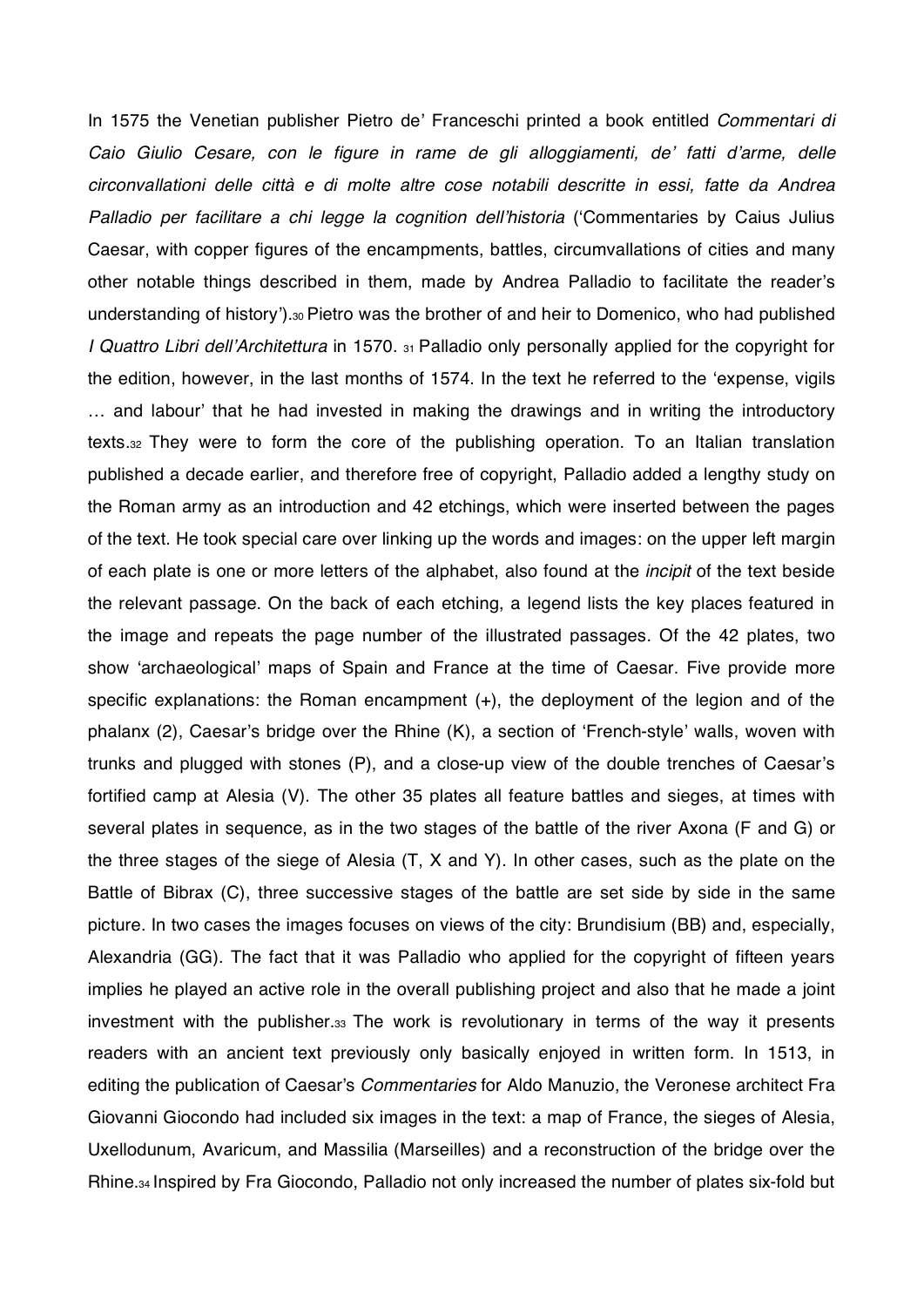In 1575 the Venetian publisher Pietro de' Franceschi printed a book entitled *Commentari di Caio Giulio Cesare, con le figure in rame de gli alloggiamenti, de' fatti d'arme, delle circonvallationi delle città e di molte altre cose notabili descritte in essi, fatte da Andrea Palladio per facilitare a chi legge la cognition dell'historia* ('Commentaries by Caius Julius Caesar, with copper figures of the encampments, battles, circumvallations of cities and many other notable things described in them, made by Andrea Palladio to facilitate the reader's understanding of history').[30] Pietro was the brother of and heir to Domenico, who had published *I Quattro Libri dell'Architettura* in 1570. [31] Palladio only personally applied for the copyright for the edition, however, in the last months of 1574. In the text he referred to the 'expense, vigils … and labour' that he had invested in making the drawings and in writing the introductory texts.[32] They were to form the core of the publishing operation. To an Italian translation published a decade earlier, and therefore free of copyright, Palladio added a lengthy study on the Roman army as an introduction and 42 etchings, which were inserted between the pages of the text. He took special care over linking up the words and images: on the upper left margin of each plate is one or more letters of the alphabet, also found at the *incipit* of the text beside the relevant passage. On the back of each etching, a legend lists the key places featured in the image and repeats the page number of the illustrated passages. Of the 42 plates, two show 'archaeological' maps of Spain and France at the time of Caesar. Five provide more specific explanations: the Roman encampment (+), the deployment of the legion and of the phalanx (2), Caesar's bridge over the Rhine (K), a section of 'French-style' walls, woven with trunks and plugged with stones (P), and a close-up view of the double trenches of Caesar's fortified camp at Alesia (V). The other 35 plates all feature battles and sieges, at times with several plates in sequence, as in the two stages of the battle of the river Axona (F and G) or the three stages of the siege of Alesia (T, X and Y). In other cases, such as the plate on the Battle of Bibrax (C), three successive stages of the battle are set side by side in the same picture. In two cases the images focuses on views of the city: Brundisium (BB) and, especially, Alexandria (GG). The fact that it was Palladio who applied for the copyright of fifteen years implies he played an active role in the overall publishing project and also that he made a joint investment with the publisher.[33] The work is revolutionary in terms of the way it presents readers with an ancient text previously only basically enjoyed in written form. In 1513, in editing the publication of Caesar's *Commentaries* for Aldo Manuzio, the Veronese architect Fra Giovanni Giocondo had included six images in the text: a map of France, the sieges of Alesia, Uxellodunum, Avaricum, and Massilia (Marseilles) and a reconstruction of the bridge over the Rhine.[34] Inspired by Fra Giocondo, Palladio not only increased the number of plates six-fold but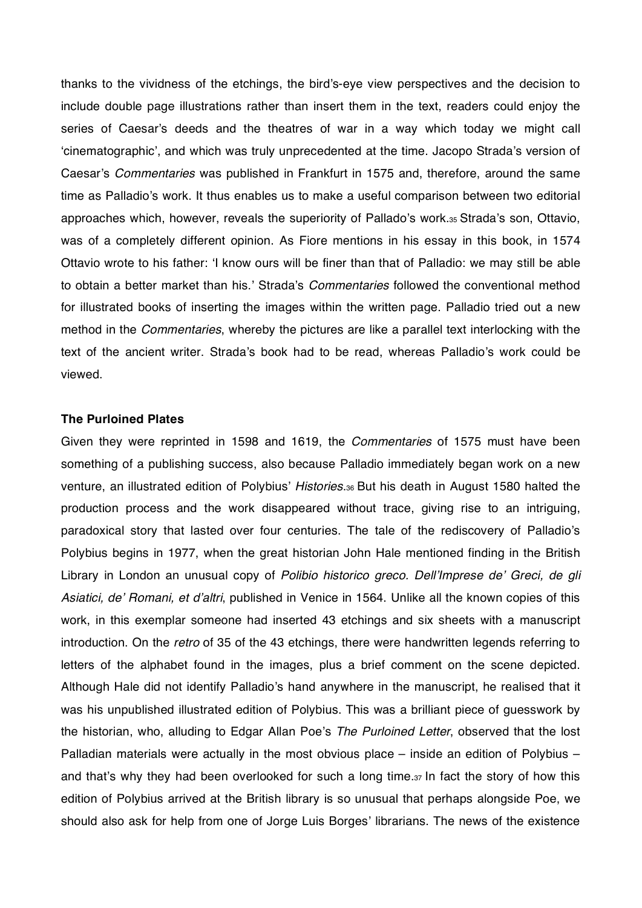thanks to the vividness of the etchings, the bird's-eye view perspectives and the decision to include double page illustrations rather than insert them in the text, readers could enjoy the series of Caesar's deeds and the theatres of war in a way which today we might call 'cinematographic', and which was truly unprecedented at the time. Jacopo Strada's version of Caesar's *Commentaries* was published in Frankfurt in 1575 and, therefore, around the same time as Palladio's work. It thus enables us to make a useful comparison between two editorial approaches which, however, reveals the superiority of Pallado's work.[35] Strada's son, Ottavio, was of a completely different opinion. As Fiore mentions in his essay in this book, in 1574 Ottavio wrote to his father: 'I know ours will be finer than that of Palladio: we may still be able to obtain a better market than his.' Strada's *Commentaries* followed the conventional method for illustrated books of inserting the images within the written page. Palladio tried out a new method in the *Commentaries*, whereby the pictures are like a parallel text interlocking with the text of the ancient writer. Strada's book had to be read, whereas Palladio's work could be viewed.

**The Purloined Plates**

Given they were reprinted in 1598 and 1619, the *Commentaries* of 1575 must have been something of a publishing success, also because Palladio immediately began work on a new venture, an illustrated edition of Polybius' *Histories*.[36] But his death in August 1580 halted the production process and the work disappeared without trace, giving rise to an intriguing, paradoxical story that lasted over four centuries. The tale of the rediscovery of Palladio's Polybius begins in 1977, when the great historian John Hale mentioned finding in the British Library in London an unusual copy of *Polibio historico greco. Dell'Imprese de' Greci, de gli Asiatici, de' Romani, et d'altri*, published in Venice in 1564. Unlike all the known copies of this work, in this exemplar someone had inserted 43 etchings and six sheets with a manuscript introduction. On the *retro* of 35 of the 43 etchings, there were handwritten legends referring to letters of the alphabet found in the images, plus a brief comment on the scene depicted. Although Hale did not identify Palladio's hand anywhere in the manuscript, he realised that it was his unpublished illustrated edition of Polybius. This was a brilliant piece of guesswork by the historian, who, alluding to Edgar Allan Poe's *The Purloined Letter*, observed that the lost Palladian materials were actually in the most obvious place – inside an edition of Polybius – and that's why they had been overlooked for such a long time.[37] In fact the story of how this edition of Polybius arrived at the British library is so unusual that perhaps alongside Poe, we should also ask for help from one of Jorge Luis Borges' librarians. The news of the existence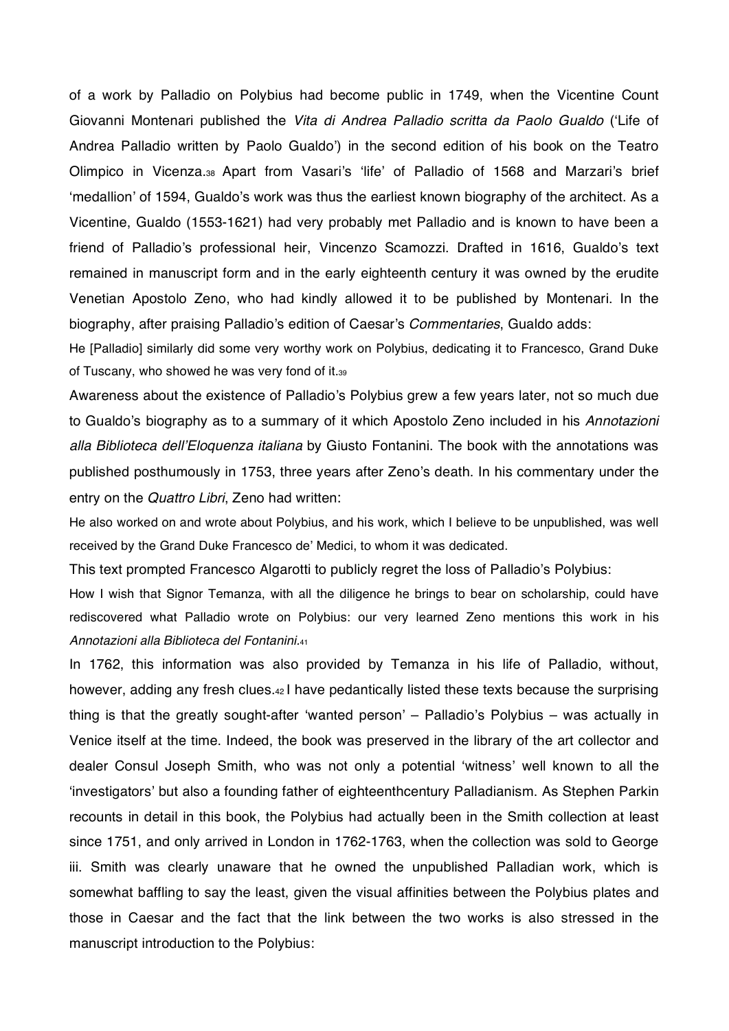of a work by Palladio on Polybius had become public in 1749, when the Vicentine Count Giovanni Montenari published the *Vita di Andrea Palladio scritta da Paolo Gualdo* ('Life of Andrea Palladio written by Paolo Gualdo') in the second edition of his book on the Teatro Olimpico in Vicenza.[38] Apart from Vasari's 'life' of Palladio of 1568 and Marzari's brief 'medallion' of 1594, Gualdo's work was thus the earliest known biography of the architect. As a Vicentine, Gualdo (1553-1621) had very probably met Palladio and is known to have been a friend of Palladio's professional heir, Vincenzo Scamozzi. Drafted in 1616, Gualdo's text remained in manuscript form and in the early eighteenth century it was owned by the erudite Venetian Apostolo Zeno, who had kindly allowed it to be published by Montenari. In the biography, after praising Palladio's edition of Caesar's *Commentaries*, Gualdo adds:

He [Palladio] similarly did some very worthy work on Polybius, dedicating it to Francesco, Grand Duke of Tuscany, who showed he was very fond of it.[39]

Awareness about the existence of Palladio's Polybius grew a few years later, not so much due to Gualdo's biography as to a summary of it which Apostolo Zeno included in his *Annotazioni alla Biblioteca dell'Eloquenza italiana* by Giusto Fontanini. The book with the annotations was published posthumously in 1753, three years after Zeno's death. In his commentary under the entry on the *Quattro Libri*, Zeno had written:

He also worked on and wrote about Polybius, and his work, which I believe to be unpublished, was well received by the Grand Duke Francesco de' Medici, to whom it was dedicated.

This text prompted Francesco Algarotti to publicly regret the loss of Palladio's Polybius:

How I wish that Signor Temanza, with all the diligence he brings to bear on scholarship, could have rediscovered what Palladio wrote on Polybius: our very learned Zeno mentions this work in his *Annotazioni alla Biblioteca del Fontanini*.[41]

In 1762, this information was also provided by Temanza in his life of Palladio, without, however, adding any fresh clues.[42] I have pedantically listed these texts because the surprising thing is that the greatly sought-after 'wanted person' – Palladio's Polybius – was actually in Venice itself at the time. Indeed, the book was preserved in the library of the art collector and dealer Consul Joseph Smith, who was not only a potential 'witness' well known to all the 'investigators' but also a founding father of eighteenthcentury Palladianism. As Stephen Parkin recounts in detail in this book, the Polybius had actually been in the Smith collection at least since 1751, and only arrived in London in 1762-1763, when the collection was sold to George iii. Smith was clearly unaware that he owned the unpublished Palladian work, which is somewhat baffling to say the least, given the visual affinities between the Polybius plates and those in Caesar and the fact that the link between the two works is also stressed in the manuscript introduction to the Polybius: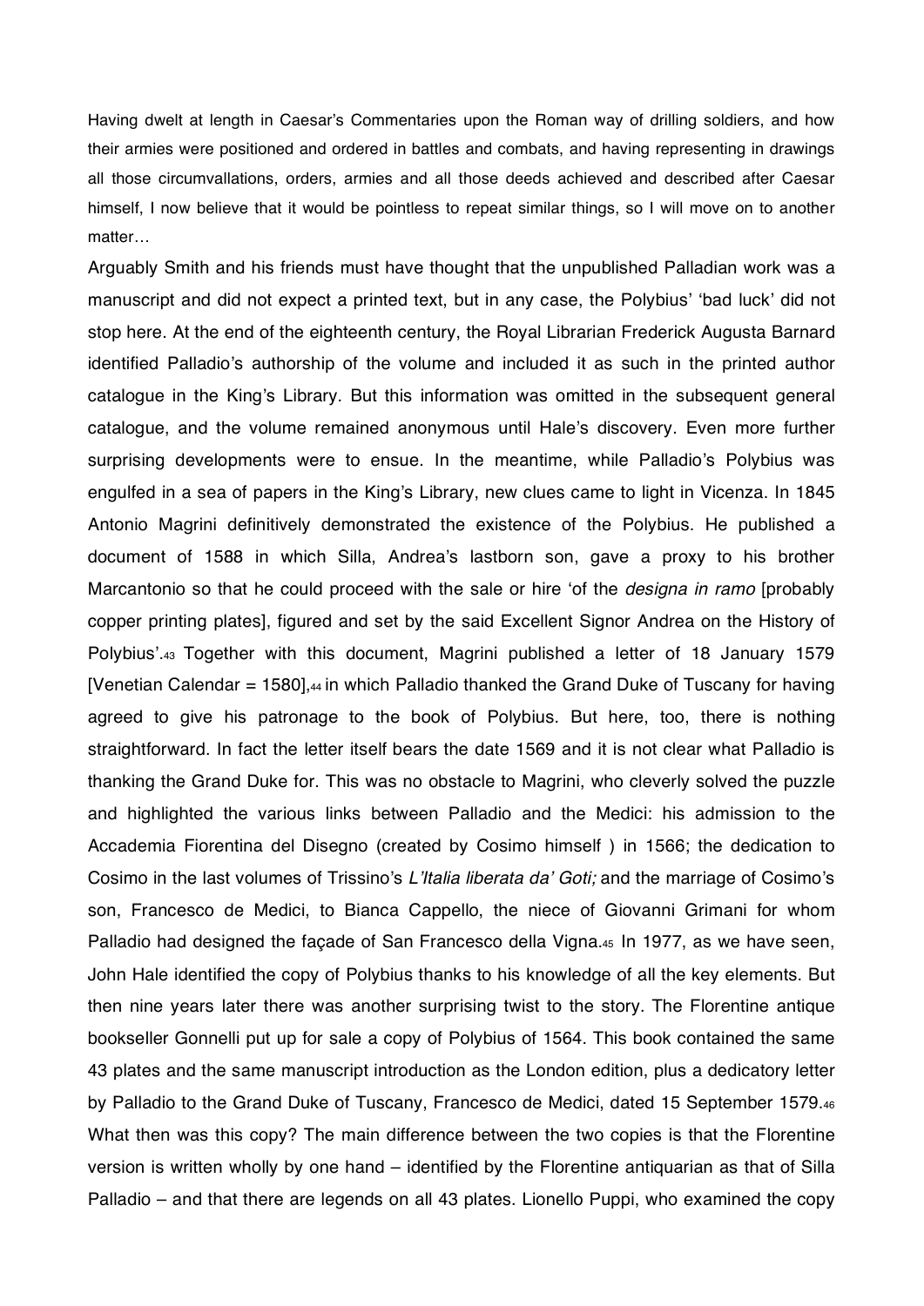Having dwelt at length in Caesar's Commentaries upon the Roman way of drilling soldiers, and how their armies were positioned and ordered in battles and combats, and having representing in drawings all those circumvallations, orders, armies and all those deeds achieved and described after Caesar himself, I now believe that it would be pointless to repeat similar things, so I will move on to another matter…

Arguably Smith and his friends must have thought that the unpublished Palladian work was a manuscript and did not expect a printed text, but in any case, the Polybius' 'bad luck' did not stop here. At the end of the eighteenth century, the Royal Librarian Frederick Augusta Barnard identified Palladio's authorship of the volume and included it as such in the printed author catalogue in the King's Library. But this information was omitted in the subsequent general catalogue, and the volume remained anonymous until Hale's discovery. Even more further surprising developments were to ensue. In the meantime, while Palladio's Polybius was engulfed in a sea of papers in the King's Library, new clues came to light in Vicenza. In 1845 Antonio Magrini definitively demonstrated the existence of the Polybius. He published a document of 1588 in which Silla, Andrea's lastborn son, gave a proxy to his brother Marcantonio so that he could proceed with the sale or hire 'of the *designa in ramo* [probably copper printing plates], figured and set by the said Excellent Signor Andrea on the History of Polybius'.[43] Together with this document, Magrini published a letter of 18 January 1579 [Venetian Calendar = 1580],[44] in which Palladio thanked the Grand Duke of Tuscany for having agreed to give his patronage to the book of Polybius. But here, too, there is nothing straightforward. In fact the letter itself bears the date 1569 and it is not clear what Palladio is thanking the Grand Duke for. This was no obstacle to Magrini, who cleverly solved the puzzle and highlighted the various links between Palladio and the Medici: his admission to the Accademia Fiorentina del Disegno (created by Cosimo himself ) in 1566; the dedication to Cosimo in the last volumes of Trissino's *L'Italia liberata da' Goti;* and the marriage of Cosimo's son, Francesco de Medici, to Bianca Cappello, the niece of Giovanni Grimani for whom Palladio had designed the façade of San Francesco della Vigna.[45] In 1977, as we have seen, John Hale identified the copy of Polybius thanks to his knowledge of all the key elements. But then nine years later there was another surprising twist to the story. The Florentine antique bookseller Gonnelli put up for sale a copy of Polybius of 1564. This book contained the same 43 plates and the same manuscript introduction as the London edition, plus a dedicatory letter by Palladio to the Grand Duke of Tuscany, Francesco de Medici, dated 15 September 1579.[46] What then was this copy? The main difference between the two copies is that the Florentine version is written wholly by one hand – identified by the Florentine antiquarian as that of Silla Palladio – and that there are legends on all 43 plates. Lionello Puppi, who examined the copy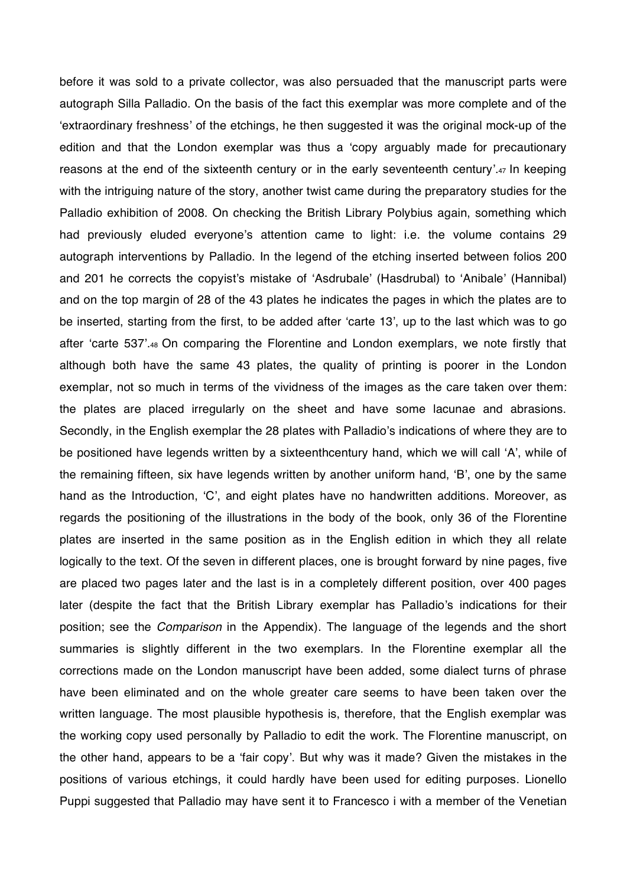before it was sold to a private collector, was also persuaded that the manuscript parts were autograph Silla Palladio. On the basis of the fact this exemplar was more complete and of the 'extraordinary freshness' of the etchings, he then suggested it was the original mock-up of the edition and that the London exemplar was thus a 'copy arguably made for precautionary reasons at the end of the sixteenth century or in the early seventeenth century'.[47] In keeping with the intriguing nature of the story, another twist came during the preparatory studies for the Palladio exhibition of 2008. On checking the British Library Polybius again, something which had previously eluded everyone's attention came to light: i.e. the volume contains 29 autograph interventions by Palladio. In the legend of the etching inserted between folios 200 and 201 he corrects the copyist's mistake of 'Asdrubale' (Hasdrubal) to 'Anibale' (Hannibal) and on the top margin of 28 of the 43 plates he indicates the pages in which the plates are to be inserted, starting from the first, to be added after 'carte 13', up to the last which was to go after 'carte 537'.[48] On comparing the Florentine and London exemplars, we note firstly that although both have the same 43 plates, the quality of printing is poorer in the London exemplar, not so much in terms of the vividness of the images as the care taken over them: the plates are placed irregularly on the sheet and have some lacunae and abrasions. Secondly, in the English exemplar the 28 plates with Palladio's indications of where they are to be positioned have legends written by a sixteenthcentury hand, which we will call 'A', while of the remaining fifteen, six have legends written by another uniform hand, 'B', one by the same hand as the Introduction, 'C', and eight plates have no handwritten additions. Moreover, as regards the positioning of the illustrations in the body of the book, only 36 of the Florentine plates are inserted in the same position as in the English edition in which they all relate logically to the text. Of the seven in different places, one is brought forward by nine pages, five are placed two pages later and the last is in a completely different position, over 400 pages later (despite the fact that the British Library exemplar has Palladio's indications for their position; see the *Comparison* in the Appendix). The language of the legends and the short summaries is slightly different in the two exemplars. In the Florentine exemplar all the corrections made on the London manuscript have been added, some dialect turns of phrase have been eliminated and on the whole greater care seems to have been taken over the written language. The most plausible hypothesis is, therefore, that the English exemplar was the working copy used personally by Palladio to edit the work. The Florentine manuscript, on the other hand, appears to be a 'fair copy'. But why was it made? Given the mistakes in the positions of various etchings, it could hardly have been used for editing purposes. Lionello Puppi suggested that Palladio may have sent it to Francesco i with a member of the Venetian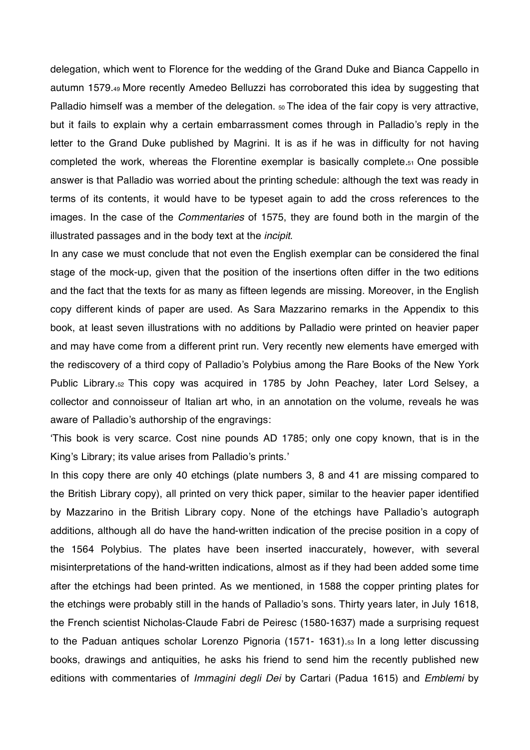delegation, which went to Florence for the wedding of the Grand Duke and Bianca Cappello in autumn 1579.[49] More recently Amedeo Belluzzi has corroborated this idea by suggesting that Palladio himself was a member of the delegation. [50] The idea of the fair copy is very attractive, but it fails to explain why a certain embarrassment comes through in Palladio's reply in the letter to the Grand Duke published by Magrini. It is as if he was in difficulty for not having completed the work, whereas the Florentine exemplar is basically complete.[51] One possible answer is that Palladio was worried about the printing schedule: although the text was ready in terms of its contents, it would have to be typeset again to add the cross references to the images. In the case of the *Commentaries* of 1575, they are found both in the margin of the illustrated passages and in the body text at the *incipit*.

In any case we must conclude that not even the English exemplar can be considered the final stage of the mock-up, given that the position of the insertions often differ in the two editions and the fact that the texts for as many as fifteen legends are missing. Moreover, in the English copy different kinds of paper are used. As Sara Mazzarino remarks in the Appendix to this book, at least seven illustrations with no additions by Palladio were printed on heavier paper and may have come from a different print run. Very recently new elements have emerged with the rediscovery of a third copy of Palladio's Polybius among the Rare Books of the New York Public Library.[52] This copy was acquired in 1785 by John Peachey, later Lord Selsey, a collector and connoisseur of Italian art who, in an annotation on the volume, reveals he was aware of Palladio's authorship of the engravings:

'This book is very scarce. Cost nine pounds AD 1785; only one copy known, that is in the King's Library; its value arises from Palladio's prints.'

In this copy there are only 40 etchings (plate numbers 3, 8 and 41 are missing compared to the British Library copy), all printed on very thick paper, similar to the heavier paper identified by Mazzarino in the British Library copy. None of the etchings have Palladio's autograph additions, although all do have the hand-written indication of the precise position in a copy of the 1564 Polybius. The plates have been inserted inaccurately, however, with several misinterpretations of the hand-written indications, almost as if they had been added some time after the etchings had been printed. As we mentioned, in 1588 the copper printing plates for the etchings were probably still in the hands of Palladio's sons. Thirty years later, in July 1618, the French scientist Nicholas-Claude Fabri de Peiresc (1580-1637) made a surprising request to the Paduan antiques scholar Lorenzo Pignoria (1571- 1631).[53] In a long letter discussing books, drawings and antiquities, he asks his friend to send him the recently published new editions with commentaries of *Immagini degli Dei* by Cartari (Padua 1615) and *Emblemi* by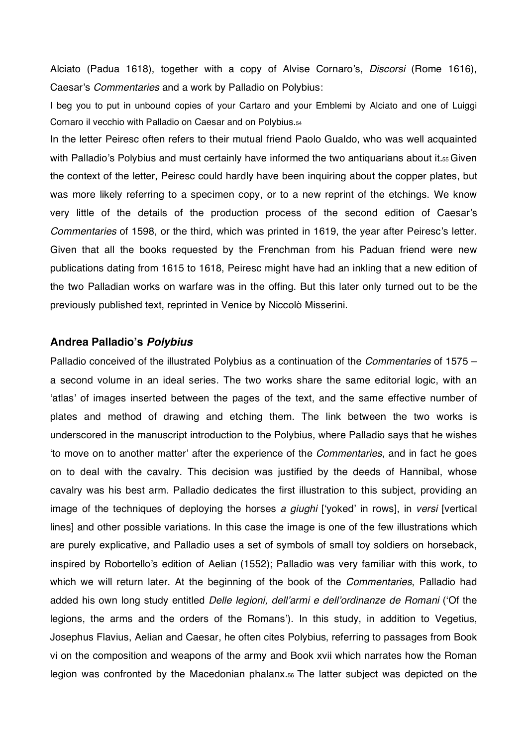Alciato (Padua 1618), together with a copy of Alvise Cornaro's, *Discorsi* (Rome 1616), Caesar's *Commentaries* and a work by Palladio on Polybius:

I beg you to put in unbound copies of your Cartaro and your Emblemi by Alciato and one of Luiggi Cornaro il vecchio with Palladio on Caesar and on Polybius.[54]

In the letter Peiresc often refers to their mutual friend Paolo Gualdo, who was well acquainted with Palladio's Polybius and must certainly have informed the two antiquarians about it.[55] Given the context of the letter, Peiresc could hardly have been inquiring about the copper plates, but was more likely referring to a specimen copy, or to a new reprint of the etchings. We know very little of the details of the production process of the second edition of Caesar's *Commentaries* of 1598, or the third, which was printed in 1619, the year after Peiresc's letter. Given that all the books requested by the Frenchman from his Paduan friend were new publications dating from 1615 to 1618, Peiresc might have had an inkling that a new edition of the two Palladian works on warfare was in the offing. But this later only turned out to be the previously published text, reprinted in Venice by Niccolò Misserini.

## Andrea Palladio's *Polybius*

Palladio conceived of the illustrated Polybius as a continuation of the *Commentaries* of 1575 – a second volume in an ideal series. The two works share the same editorial logic, with an 'atlas' of images inserted between the pages of the text, and the same effective number of plates and method of drawing and etching them. The link between the two works is underscored in the manuscript introduction to the Polybius, where Palladio says that he wishes 'to move on to another matter' after the experience of the *Commentaries*, and in fact he goes on to deal with the cavalry. This decision was justified by the deeds of Hannibal, whose cavalry was his best arm. Palladio dedicates the first illustration to this subject, providing an image of the techniques of deploying the horses *a giughi* ['yoked' in rows], in *versi* [vertical lines] and other possible variations. In this case the image is one of the few illustrations which are purely explicative, and Palladio uses a set of symbols of small toy soldiers on horseback, inspired by Robortello's edition of Aelian (1552); Palladio was very familiar with this work, to which we will return later. At the beginning of the book of the *Commentaries*, Palladio had added his own long study entitled *Delle legioni, dell'armi e dell'ordinanze de Romani* ('Of the legions, the arms and the orders of the Romans'). In this study, in addition to Vegetius, Josephus Flavius, Aelian and Caesar, he often cites Polybius, referring to passages from Book vi on the composition and weapons of the army and Book xvii which narrates how the Roman legion was confronted by the Macedonian phalanx.[56] The latter subject was depicted on the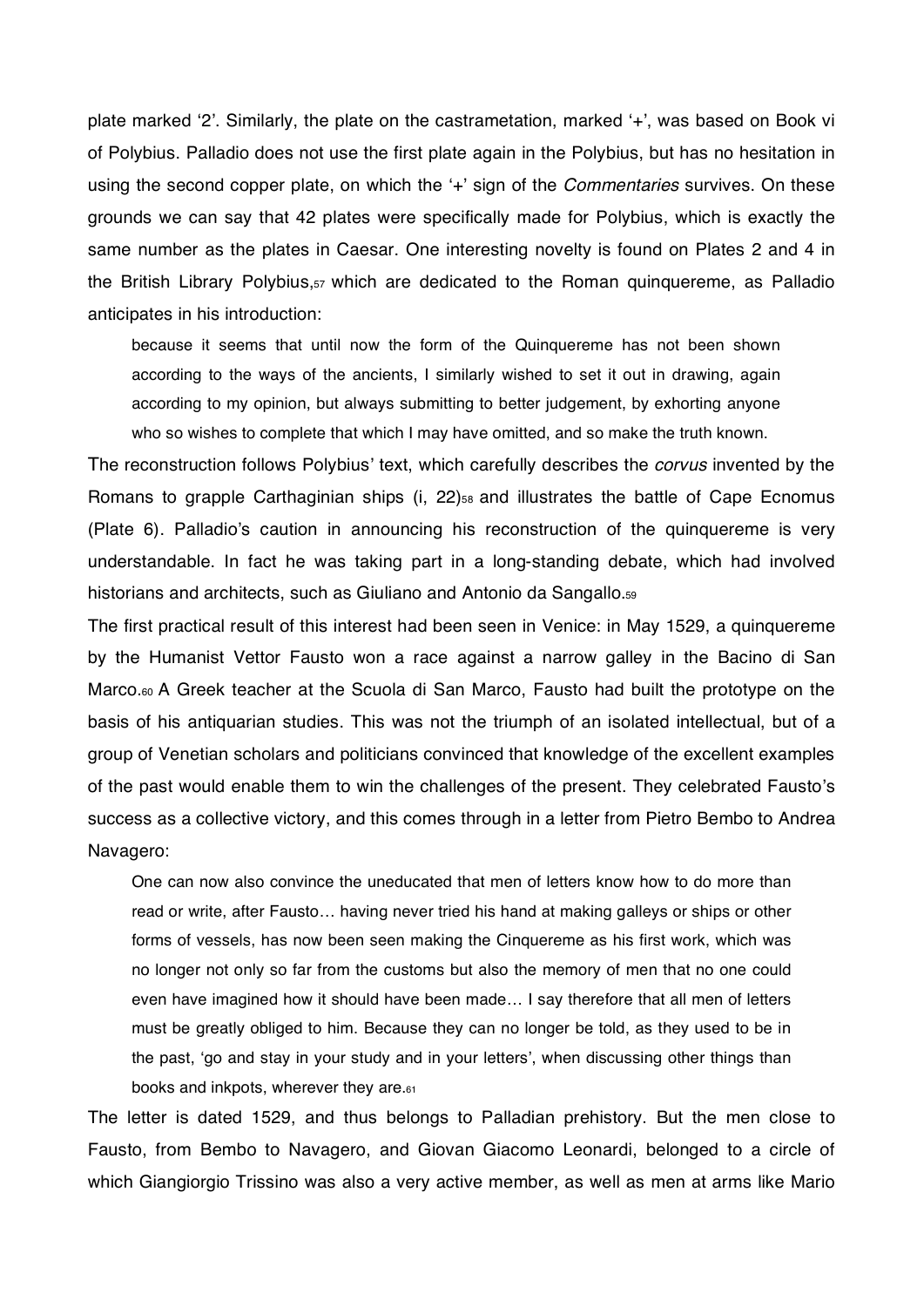plate marked '2'. Similarly, the plate on the castrametation, marked '+', was based on Book vi of Polybius. Palladio does not use the first plate again in the Polybius, but has no hesitation in using the second copper plate, on which the '+' sign of the *Commentaries* survives. On these grounds we can say that 42 plates were specifically made for Polybius, which is exactly the same number as the plates in Caesar. One interesting novelty is found on Plates 2 and 4 in the British Library Polybius,[57] which are dedicated to the Roman quinquereme, as Palladio anticipates in his introduction:

> because it seems that until now the form of the Quinquereme has not been shown according to the ways of the ancients, I similarly wished to set it out in drawing, again according to my opinion, but always submitting to better judgement, by exhorting anyone who so wishes to complete that which I may have omitted, and so make the truth known.

The reconstruction follows Polybius' text, which carefully describes the *corvus* invented by the Romans to grapple Carthaginian ships (i, 22)[58] and illustrates the battle of Cape Ecnomus (Plate 6). Palladio's caution in announcing his reconstruction of the quinquereme is very understandable. In fact he was taking part in a long-standing debate, which had involved historians and architects, such as Giuliano and Antonio da Sangallo.[59]

The first practical result of this interest had been seen in Venice: in May 1529, a quinquereme by the Humanist Vettor Fausto won a race against a narrow galley in the Bacino di San Marco.[60] A Greek teacher at the Scuola di San Marco, Fausto had built the prototype on the basis of his antiquarian studies. This was not the triumph of an isolated intellectual, but of a group of Venetian scholars and politicians convinced that knowledge of the excellent examples of the past would enable them to win the challenges of the present. They celebrated Fausto's success as a collective victory, and this comes through in a letter from Pietro Bembo to Andrea Navagero:

> One can now also convince the uneducated that men of letters know how to do more than read or write, after Fausto… having never tried his hand at making galleys or ships or other forms of vessels, has now been seen making the Cinquereme as his first work, which was no longer not only so far from the customs but also the memory of men that no one could even have imagined how it should have been made… I say therefore that all men of letters must be greatly obliged to him. Because they can no longer be told, as they used to be in the past, 'go and stay in your study and in your letters', when discussing other things than books and inkpots, wherever they are.[61]

The letter is dated 1529, and thus belongs to Palladian prehistory. But the men close to Fausto, from Bembo to Navagero, and Giovan Giacomo Leonardi, belonged to a circle of which Giangiorgio Trissino was also a very active member, as well as men at arms like Mario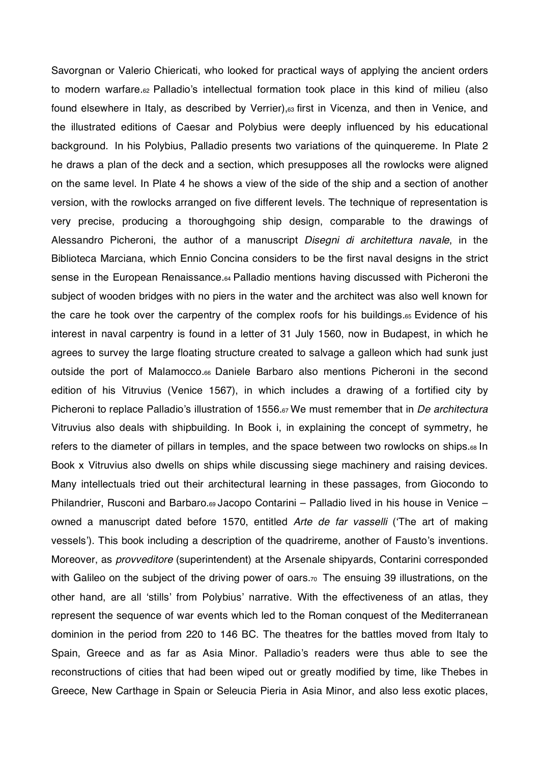Savorgnan or Valerio Chiericati, who looked for practical ways of applying the ancient orders to modern warfare.[62] Palladio's intellectual formation took place in this kind of milieu (also found elsewhere in Italy, as described by Verrier),[63] first in Vicenza, and then in Venice, and the illustrated editions of Caesar and Polybius were deeply influenced by his educational background. In his Polybius, Palladio presents two variations of the quinquereme. In Plate 2 he draws a plan of the deck and a section, which presupposes all the rowlocks were aligned on the same level. In Plate 4 he shows a view of the side of the ship and a section of another version, with the rowlocks arranged on five different levels. The technique of representation is very precise, producing a thoroughgoing ship design, comparable to the drawings of Alessandro Picheroni, the author of a manuscript *Disegni di architettura navale*, in the Biblioteca Marciana, which Ennio Concina considers to be the first naval designs in the strict sense in the European Renaissance.[64] Palladio mentions having discussed with Picheroni the subject of wooden bridges with no piers in the water and the architect was also well known for the care he took over the carpentry of the complex roofs for his buildings.[65] Evidence of his interest in naval carpentry is found in a letter of 31 July 1560, now in Budapest, in which he agrees to survey the large floating structure created to salvage a galleon which had sunk just outside the port of Malamocco.[66] Daniele Barbaro also mentions Picheroni in the second edition of his Vitruvius (Venice 1567), in which includes a drawing of a fortified city by Picheroni to replace Palladio's illustration of 1556.[67] We must remember that in *De architectura* Vitruvius also deals with shipbuilding. In Book i, in explaining the concept of symmetry, he refers to the diameter of pillars in temples, and the space between two rowlocks on ships.[68] In Book x Vitruvius also dwells on ships while discussing siege machinery and raising devices. Many intellectuals tried out their architectural learning in these passages, from Giocondo to Philandrier, Rusconi and Barbaro.[69] Jacopo Contarini – Palladio lived in his house in Venice – owned a manuscript dated before 1570, entitled *Arte de far vasselli* ('The art of making vessels'). This book including a description of the quadrireme, another of Fausto's inventions. Moreover, as *provveditore* (superintendent) at the Arsenale shipyards, Contarini corresponded with Galileo on the subject of the driving power of oars.[70] The ensuing 39 illustrations, on the other hand, are all 'stills' from Polybius' narrative. With the effectiveness of an atlas, they represent the sequence of war events which led to the Roman conquest of the Mediterranean dominion in the period from 220 to 146 BC. The theatres for the battles moved from Italy to Spain, Greece and as far as Asia Minor. Palladio's readers were thus able to see the reconstructions of cities that had been wiped out or greatly modified by time, like Thebes in Greece, New Carthage in Spain or Seleucia Pieria in Asia Minor, and also less exotic places,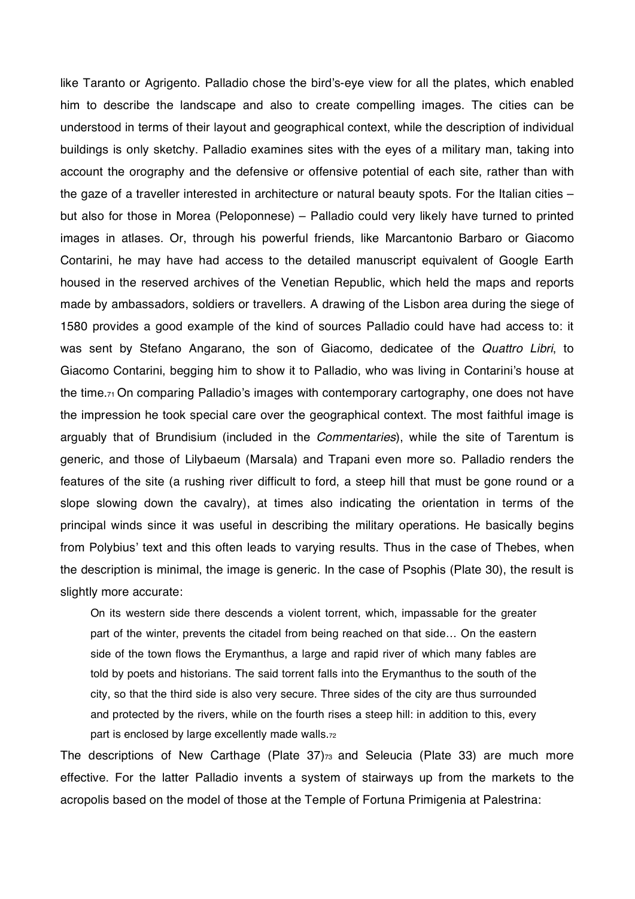like Taranto or Agrigento. Palladio chose the bird's-eye view for all the plates, which enabled him to describe the landscape and also to create compelling images. The cities can be understood in terms of their layout and geographical context, while the description of individual buildings is only sketchy. Palladio examines sites with the eyes of a military man, taking into account the orography and the defensive or offensive potential of each site, rather than with the gaze of a traveller interested in architecture or natural beauty spots. For the Italian cities – but also for those in Morea (Peloponnese) – Palladio could very likely have turned to printed images in atlases. Or, through his powerful friends, like Marcantonio Barbaro or Giacomo Contarini, he may have had access to the detailed manuscript equivalent of Google Earth housed in the reserved archives of the Venetian Republic, which held the maps and reports made by ambassadors, soldiers or travellers. A drawing of the Lisbon area during the siege of 1580 provides a good example of the kind of sources Palladio could have had access to: it was sent by Stefano Angarano, the son of Giacomo, dedicatee of the *Quattro Libri*, to Giacomo Contarini, begging him to show it to Palladio, who was living in Contarini's house at the time.[71] On comparing Palladio's images with contemporary cartography, one does not have the impression he took special care over the geographical context. The most faithful image is arguably that of Brundisium (included in the *Commentaries*), while the site of Tarentum is generic, and those of Lilybaeum (Marsala) and Trapani even more so. Palladio renders the features of the site (a rushing river difficult to ford, a steep hill that must be gone round or a slope slowing down the cavalry), at times also indicating the orientation in terms of the principal winds since it was useful in describing the military operations. He basically begins from Polybius' text and this often leads to varying results. Thus in the case of Thebes, when the description is minimal, the image is generic. In the case of Psophis (Plate 30), the result is slightly more accurate:

> On its western side there descends a violent torrent, which, impassable for the greater part of the winter, prevents the citadel from being reached on that side… On the eastern side of the town flows the Erymanthus, a large and rapid river of which many fables are told by poets and historians. The said torrent falls into the Erymanthus to the south of the city, so that the third side is also very secure. Three sides of the city are thus surrounded and protected by the rivers, while on the fourth rises a steep hill: in addition to this, every part is enclosed by large excellently made walls.[72]

The descriptions of New Carthage (Plate 37)[73] and Seleucia (Plate 33) are much more effective. For the latter Palladio invents a system of stairways up from the markets to the acropolis based on the model of those at the Temple of Fortuna Primigenia at Palestrina: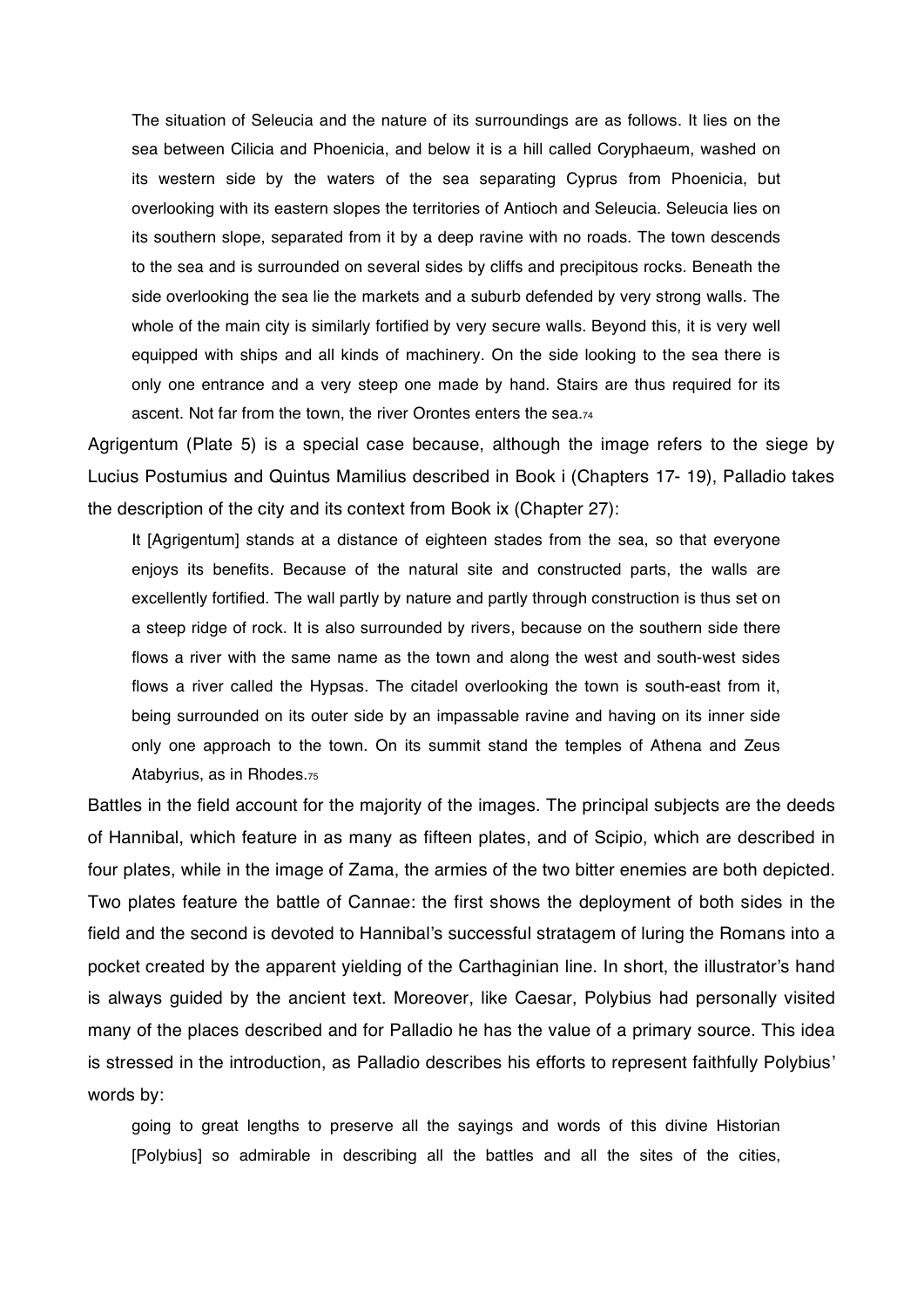> The situation of Seleucia and the nature of its surroundings are as follows. It lies on the sea between Cilicia and Phoenicia, and below it is a hill called Coryphaeum, washed on its western side by the waters of the sea separating Cyprus from Phoenicia, but overlooking with its eastern slopes the territories of Antioch and Seleucia. Seleucia lies on its southern slope, separated from it by a deep ravine with no roads. The town descends to the sea and is surrounded on several sides by cliffs and precipitous rocks. Beneath the side overlooking the sea lie the markets and a suburb defended by very strong walls. The whole of the main city is similarly fortified by very secure walls. Beyond this, it is very well equipped with ships and all kinds of machinery. On the side looking to the sea there is only one entrance and a very steep one made by hand. Stairs are thus required for its ascent. Not far from the town, the river Orontes enters the sea.[74]

Agrigentum (Plate 5) is a special case because, although the image refers to the siege by Lucius Postumius and Quintus Mamilius described in Book i (Chapters 17- 19), Palladio takes the description of the city and its context from Book ix (Chapter 27):

> It [Agrigentum] stands at a distance of eighteen stades from the sea, so that everyone enjoys its benefits. Because of the natural site and constructed parts, the walls are excellently fortified. The wall partly by nature and partly through construction is thus set on a steep ridge of rock. It is also surrounded by rivers, because on the southern side there flows a river with the same name as the town and along the west and south-west sides flows a river called the Hypsas. The citadel overlooking the town is south-east from it, being surrounded on its outer side by an impassable ravine and having on its inner side only one approach to the town. On its summit stand the temples of Athena and Zeus Atabyrius, as in Rhodes.[75]

Battles in the field account for the majority of the images. The principal subjects are the deeds of Hannibal, which feature in as many as fifteen plates, and of Scipio, which are described in four plates, while in the image of Zama, the armies of the two bitter enemies are both depicted. Two plates feature the battle of Cannae: the first shows the deployment of both sides in the field and the second is devoted to Hannibal's successful stratagem of luring the Romans into a pocket created by the apparent yielding of the Carthaginian line. In short, the illustrator's hand is always guided by the ancient text. Moreover, like Caesar, Polybius had personally visited many of the places described and for Palladio he has the value of a primary source. This idea is stressed in the introduction, as Palladio describes his efforts to represent faithfully Polybius' words by:

> going to great lengths to preserve all the sayings and words of this divine Historian [Polybius] so admirable in describing all the battles and all the sites of the cities,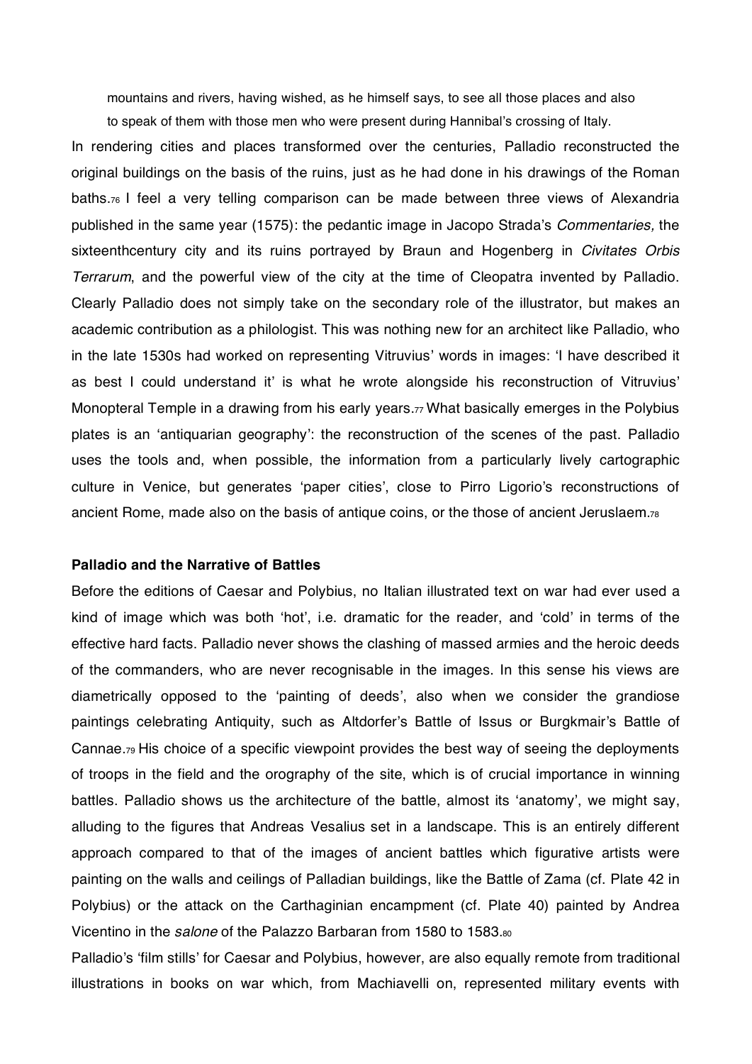> mountains and rivers, having wished, as he himself says, to see all those places and also to speak of them with those men who were present during Hannibal's crossing of Italy.

In rendering cities and places transformed over the centuries, Palladio reconstructed the original buildings on the basis of the ruins, just as he had done in his drawings of the Roman baths.[76] I feel a very telling comparison can be made between three views of Alexandria published in the same year (1575): the pedantic image in Jacopo Strada's *Commentaries,* the sixteenthcentury city and its ruins portrayed by Braun and Hogenberg in *Civitates Orbis Terrarum*, and the powerful view of the city at the time of Cleopatra invented by Palladio. Clearly Palladio does not simply take on the secondary role of the illustrator, but makes an academic contribution as a philologist. This was nothing new for an architect like Palladio, who in the late 1530s had worked on representing Vitruvius' words in images: 'I have described it as best I could understand it' is what he wrote alongside his reconstruction of Vitruvius' Monopteral Temple in a drawing from his early years.[77] What basically emerges in the Polybius plates is an 'antiquarian geography': the reconstruction of the scenes of the past. Palladio uses the tools and, when possible, the information from a particularly lively cartographic culture in Venice, but generates 'paper cities', close to Pirro Ligorio's reconstructions of ancient Rome, made also on the basis of antique coins, or the those of ancient Jeruslaem.[78]

## Palladio and the Narrative of Battles

Before the editions of Caesar and Polybius, no Italian illustrated text on war had ever used a kind of image which was both 'hot', i.e. dramatic for the reader, and 'cold' in terms of the effective hard facts. Palladio never shows the clashing of massed armies and the heroic deeds of the commanders, who are never recognisable in the images. In this sense his views are diametrically opposed to the 'painting of deeds', also when we consider the grandiose paintings celebrating Antiquity, such as Altdorfer's Battle of Issus or Burgkmair's Battle of Cannae.[79] His choice of a specific viewpoint provides the best way of seeing the deployments of troops in the field and the orography of the site, which is of crucial importance in winning battles. Palladio shows us the architecture of the battle, almost its 'anatomy', we might say, alluding to the figures that Andreas Vesalius set in a landscape. This is an entirely different approach compared to that of the images of ancient battles which figurative artists were painting on the walls and ceilings of Palladian buildings, like the Battle of Zama (cf. Plate 42 in Polybius) or the attack on the Carthaginian encampment (cf. Plate 40) painted by Andrea Vicentino in the *salone* of the Palazzo Barbaran from 1580 to 1583.[80]

Palladio's 'film stills' for Caesar and Polybius, however, are also equally remote from traditional illustrations in books on war which, from Machiavelli on, represented military events with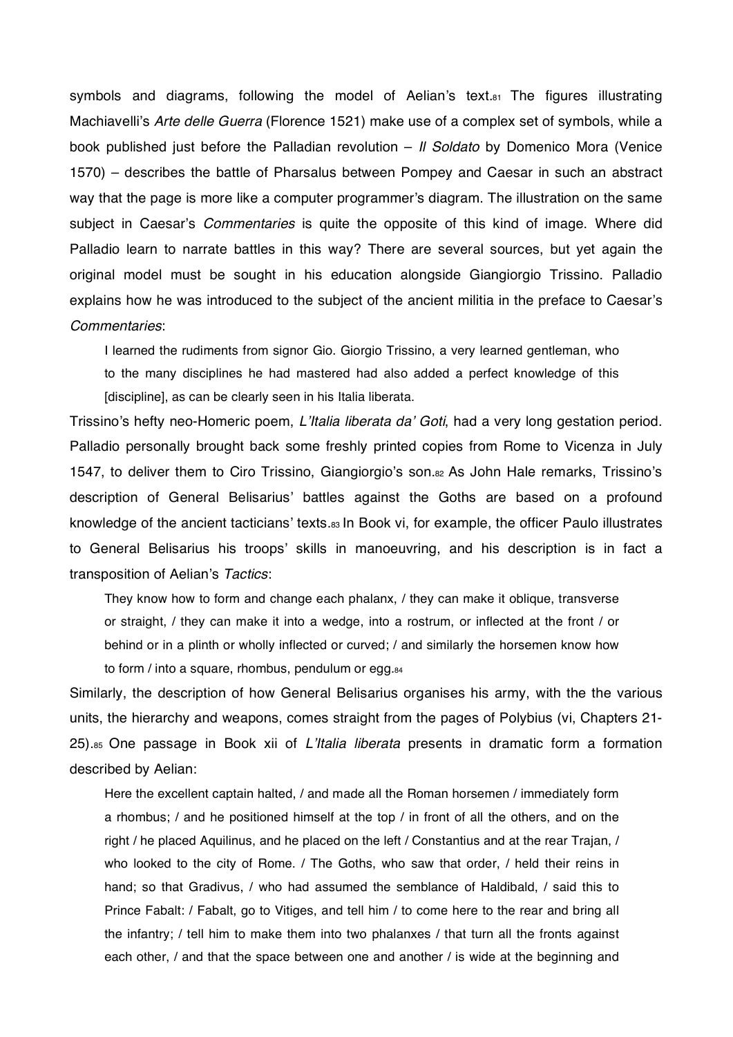symbols and diagrams, following the model of Aelian's text.[81] The figures illustrating Machiavelli's *Arte delle Guerra* (Florence 1521) make use of a complex set of symbols, while a book published just before the Palladian revolution – *Il Soldato* by Domenico Mora (Venice 1570) – describes the battle of Pharsalus between Pompey and Caesar in such an abstract way that the page is more like a computer programmer's diagram. The illustration on the same subject in Caesar's *Commentaries* is quite the opposite of this kind of image. Where did Palladio learn to narrate battles in this way? There are several sources, but yet again the original model must be sought in his education alongside Giangiorgio Trissino. Palladio explains how he was introduced to the subject of the ancient militia in the preface to Caesar's *Commentaries*:

> I learned the rudiments from signor Gio. Giorgio Trissino, a very learned gentleman, who to the many disciplines he had mastered had also added a perfect knowledge of this [discipline], as can be clearly seen in his Italia liberata.

Trissino's hefty neo-Homeric poem, *L'Italia liberata da' Goti*, had a very long gestation period. Palladio personally brought back some freshly printed copies from Rome to Vicenza in July 1547, to deliver them to Ciro Trissino, Giangiorgio's son.[82] As John Hale remarks, Trissino's description of General Belisarius' battles against the Goths are based on a profound knowledge of the ancient tacticians' texts.[83] In Book vi, for example, the officer Paulo illustrates to General Belisarius his troops' skills in manoeuvring, and his description is in fact a transposition of Aelian's *Tactics*:

> They know how to form and change each phalanx, / they can make it oblique, transverse or straight, / they can make it into a wedge, into a rostrum, or inflected at the front / or behind or in a plinth or wholly inflected or curved; / and similarly the horsemen know how to form / into a square, rhombus, pendulum or egg.[84]

Similarly, the description of how General Belisarius organises his army, with the the various units, the hierarchy and weapons, comes straight from the pages of Polybius (vi, Chapters 21-25).[85] One passage in Book xii of *L'Italia liberata* presents in dramatic form a formation described by Aelian:

> Here the excellent captain halted, / and made all the Roman horsemen / immediately form a rhombus; / and he positioned himself at the top / in front of all the others, and on the right / he placed Aquilinus, and he placed on the left / Constantius and at the rear Trajan, / who looked to the city of Rome. / The Goths, who saw that order, / held their reins in hand; so that Gradivus, / who had assumed the semblance of Haldibald, / said this to Prince Fabalt: / Fabalt, go to Vitiges, and tell him / to come here to the rear and bring all the infantry; / tell him to make them into two phalanxes / that turn all the fronts against each other, / and that the space between one and another / is wide at the beginning and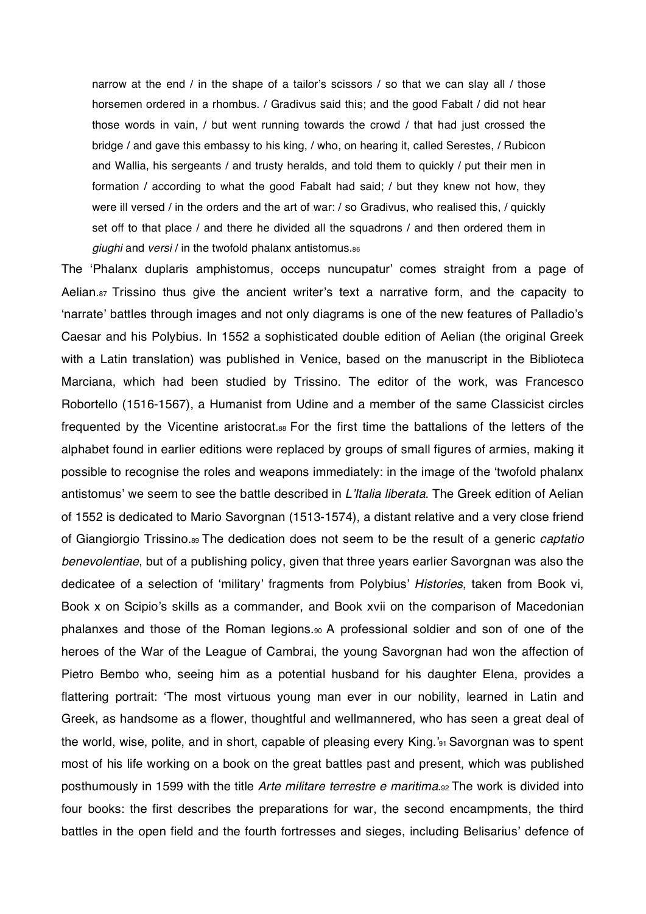> narrow at the end / in the shape of a tailor's scissors / so that we can slay all / those horsemen ordered in a rhombus. / Gradivus said this; and the good Fabalt / did not hear those words in vain, / but went running towards the crowd / that had just crossed the bridge / and gave this embassy to his king, / who, on hearing it, called Serestes, / Rubicon and Wallia, his sergeants / and trusty heralds, and told them to quickly / put their men in formation / according to what the good Fabalt had said; / but they knew not how, they were ill versed / in the orders and the art of war: / so Gradivus, who realised this, / quickly set off to that place / and there he divided all the squadrons / and then ordered them in *giughi* and *versi* / in the twofold phalanx antistomus.[86]

The 'Phalanx duplaris amphistomus, occeps nuncupatur' comes straight from a page of Aelian.[87] Trissino thus give the ancient writer's text a narrative form, and the capacity to 'narrate' battles through images and not only diagrams is one of the new features of Palladio's Caesar and his Polybius. In 1552 a sophisticated double edition of Aelian (the original Greek with a Latin translation) was published in Venice, based on the manuscript in the Biblioteca Marciana, which had been studied by Trissino. The editor of the work, was Francesco Robortello (1516-1567), a Humanist from Udine and a member of the same Classicist circles frequented by the Vicentine aristocrat.[88] For the first time the battalions of the letters of the alphabet found in earlier editions were replaced by groups of small figures of armies, making it possible to recognise the roles and weapons immediately: in the image of the 'twofold phalanx antistomus' we seem to see the battle described in *L'Italia liberata*. The Greek edition of Aelian of 1552 is dedicated to Mario Savorgnan (1513-1574), a distant relative and a very close friend of Giangiorgio Trissino.[89] The dedication does not seem to be the result of a generic *captatio benevolentiae*, but of a publishing policy, given that three years earlier Savorgnan was also the dedicatee of a selection of 'military' fragments from Polybius' *Histories*, taken from Book vi, Book x on Scipio's skills as a commander, and Book xvii on the comparison of Macedonian phalanxes and those of the Roman legions.[90] A professional soldier and son of one of the heroes of the War of the League of Cambrai, the young Savorgnan had won the affection of Pietro Bembo who, seeing him as a potential husband for his daughter Elena, provides a flattering portrait: 'The most virtuous young man ever in our nobility, learned in Latin and Greek, as handsome as a flower, thoughtful and wellmannered, who has seen a great deal of the world, wise, polite, and in short, capable of pleasing every King.'[91] Savorgnan was to spent most of his life working on a book on the great battles past and present, which was published posthumously in 1599 with the title *Arte militare terrestre e maritima*.[92] The work is divided into four books: the first describes the preparations for war, the second encampments, the third battles in the open field and the fourth fortresses and sieges, including Belisarius' defence of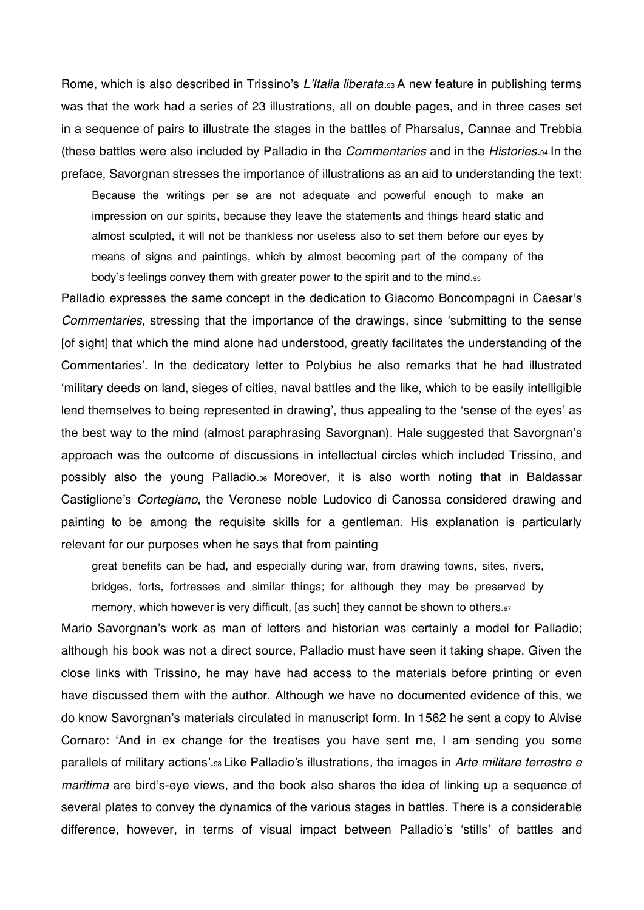Rome, which is also described in Trissino's *L'Italia liberata*.[93] A new feature in publishing terms was that the work had a series of 23 illustrations, all on double pages, and in three cases set in a sequence of pairs to illustrate the stages in the battles of Pharsalus, Cannae and Trebbia (these battles were also included by Palladio in the *Commentaries* and in the *Histories*.[94] In the preface, Savorgnan stresses the importance of illustrations as an aid to understanding the text:

> Because the writings per se are not adequate and powerful enough to make an impression on our spirits, because they leave the statements and things heard static and almost sculpted, it will not be thankless nor useless also to set them before our eyes by means of signs and paintings, which by almost becoming part of the company of the body's feelings convey them with greater power to the spirit and to the mind.[95]

Palladio expresses the same concept in the dedication to Giacomo Boncompagni in Caesar's *Commentaries*, stressing that the importance of the drawings, since 'submitting to the sense [of sight] that which the mind alone had understood, greatly facilitates the understanding of the Commentaries'. In the dedicatory letter to Polybius he also remarks that he had illustrated 'military deeds on land, sieges of cities, naval battles and the like, which to be easily intelligible lend themselves to being represented in drawing', thus appealing to the 'sense of the eyes' as the best way to the mind (almost paraphrasing Savorgnan). Hale suggested that Savorgnan's approach was the outcome of discussions in intellectual circles which included Trissino, and possibly also the young Palladio.[96] Moreover, it is also worth noting that in Baldassar Castiglione's *Cortegiano*, the Veronese noble Ludovico di Canossa considered drawing and painting to be among the requisite skills for a gentleman. His explanation is particularly relevant for our purposes when he says that from painting

> great benefits can be had, and especially during war, from drawing towns, sites, rivers, bridges, forts, fortresses and similar things; for although they may be preserved by memory, which however is very difficult, [as such] they cannot be shown to others.[97]

Mario Savorgnan's work as man of letters and historian was certainly a model for Palladio; although his book was not a direct source, Palladio must have seen it taking shape. Given the close links with Trissino, he may have had access to the materials before printing or even have discussed them with the author. Although we have no documented evidence of this, we do know Savorgnan's materials circulated in manuscript form. In 1562 he sent a copy to Alvise Cornaro: 'And in ex change for the treatises you have sent me, I am sending you some parallels of military actions'.[98] Like Palladio's illustrations, the images in *Arte militare terrestre e maritima* are bird's-eye views, and the book also shares the idea of linking up a sequence of several plates to convey the dynamics of the various stages in battles. There is a considerable difference, however, in terms of visual impact between Palladio's 'stills' of battles and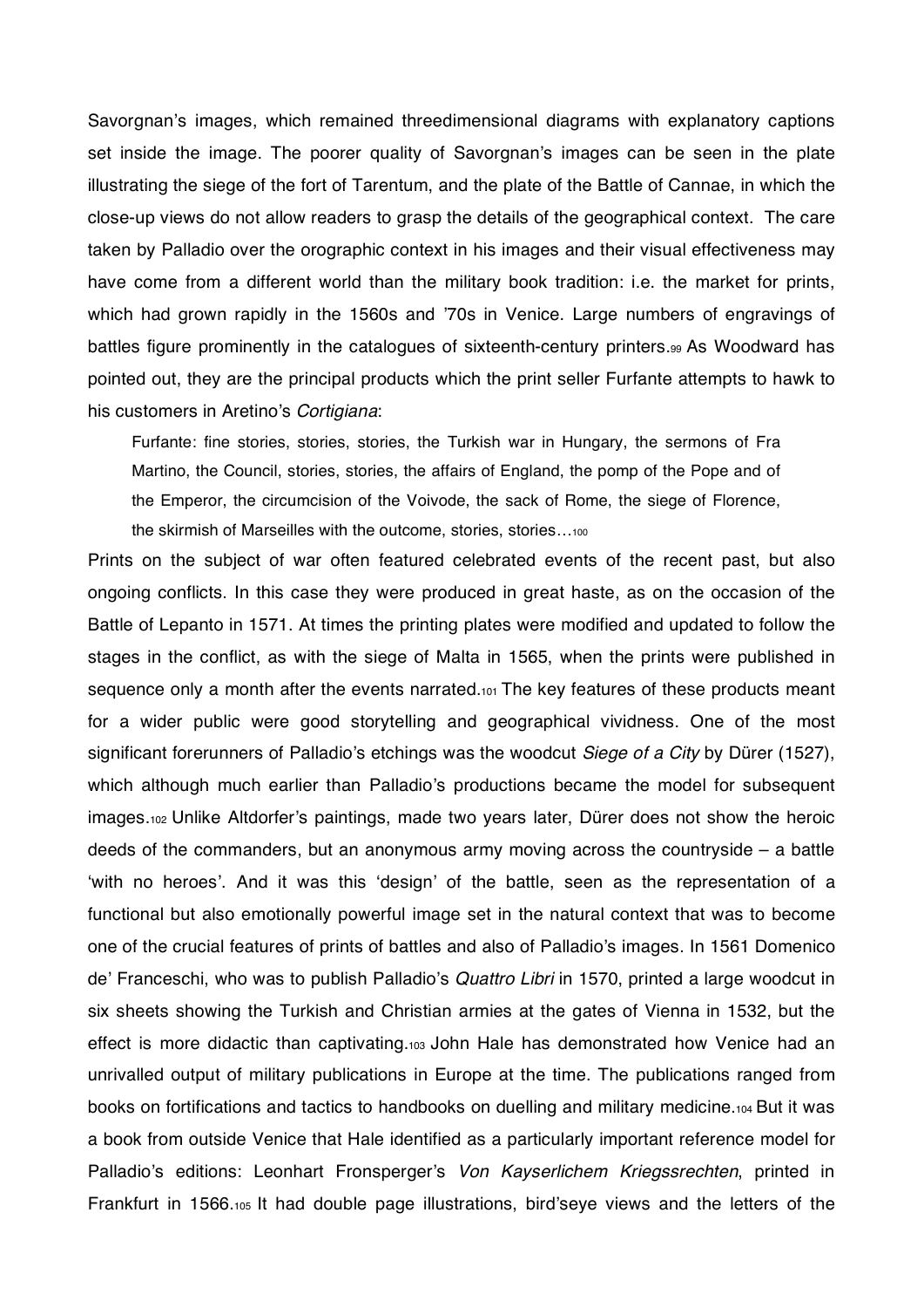Savorgnan's images, which remained threedimensional diagrams with explanatory captions set inside the image. The poorer quality of Savorgnan's images can be seen in the plate illustrating the siege of the fort of Tarentum, and the plate of the Battle of Cannae, in which the close-up views do not allow readers to grasp the details of the geographical context. The care taken by Palladio over the orographic context in his images and their visual effectiveness may have come from a different world than the military book tradition: i.e. the market for prints, which had grown rapidly in the 1560s and '70s in Venice. Large numbers of engravings of battles figure prominently in the catalogues of sixteenth-century printers.[99] As Woodward has pointed out, they are the principal products which the print seller Furfante attempts to hawk to his customers in Aretino's *Cortigiana*:

> Furfante: fine stories, stories, stories, the Turkish war in Hungary, the sermons of Fra Martino, the Council, stories, stories, the affairs of England, the pomp of the Pope and of the Emperor, the circumcision of the Voivode, the sack of Rome, the siege of Florence, the skirmish of Marseilles with the outcome, stories, stories…[100]

Prints on the subject of war often featured celebrated events of the recent past, but also ongoing conflicts. In this case they were produced in great haste, as on the occasion of the Battle of Lepanto in 1571. At times the printing plates were modified and updated to follow the stages in the conflict, as with the siege of Malta in 1565, when the prints were published in sequence only a month after the events narrated.[101] The key features of these products meant for a wider public were good storytelling and geographical vividness. One of the most significant forerunners of Palladio's etchings was the woodcut *Siege of a City* by Dürer (1527), which although much earlier than Palladio's productions became the model for subsequent images.[102] Unlike Altdorfer's paintings, made two years later, Dürer does not show the heroic deeds of the commanders, but an anonymous army moving across the countryside – a battle 'with no heroes'. And it was this 'design' of the battle, seen as the representation of a functional but also emotionally powerful image set in the natural context that was to become one of the crucial features of prints of battles and also of Palladio's images. In 1561 Domenico de' Franceschi, who was to publish Palladio's *Quattro Libri* in 1570, printed a large woodcut in six sheets showing the Turkish and Christian armies at the gates of Vienna in 1532, but the effect is more didactic than captivating.[103] John Hale has demonstrated how Venice had an unrivalled output of military publications in Europe at the time. The publications ranged from books on fortifications and tactics to handbooks on duelling and military medicine.[104] But it was a book from outside Venice that Hale identified as a particularly important reference model for Palladio's editions: Leonhart Fronsperger's *Von Kayserlichem Kriegssrechten*, printed in Frankfurt in 1566.[105] It had double page illustrations, bird'seye views and the letters of the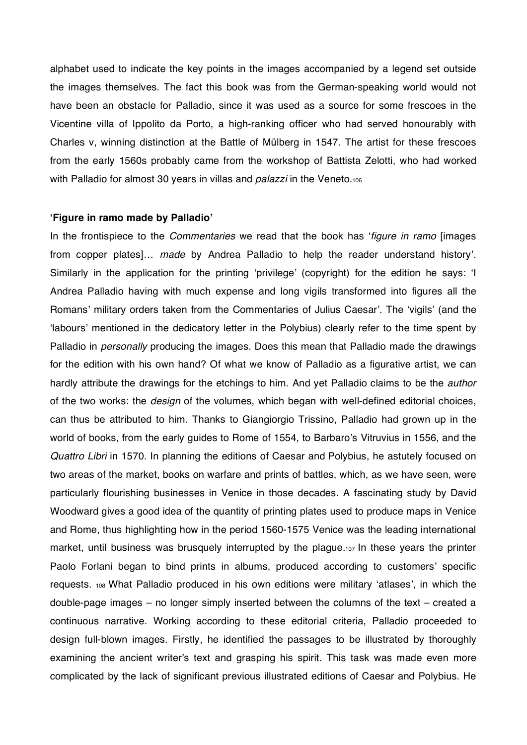alphabet used to indicate the key points in the images accompanied by a legend set outside the images themselves. The fact this book was from the German-speaking world would not have been an obstacle for Palladio, since it was used as a source for some frescoes in the Vicentine villa of Ippolito da Porto, a high-ranking officer who had served honourably with Charles v, winning distinction at the Battle of Mülberg in 1547. The artist for these frescoes from the early 1560s probably came from the workshop of Battista Zelotti, who had worked with Palladio for almost 30 years in villas and *palazzi* in the Veneto.[106]

**'Figure in ramo made by Palladio'**

In the frontispiece to the *Commentaries* we read that the book has '*figure in ramo* [images from copper plates]… *made* by Andrea Palladio to help the reader understand history'. Similarly in the application for the printing 'privilege' (copyright) for the edition he says: 'I Andrea Palladio having with much expense and long vigils transformed into figures all the Romans' military orders taken from the Commentaries of Julius Caesar'. The 'vigils' (and the 'labours' mentioned in the dedicatory letter in the Polybius) clearly refer to the time spent by Palladio in *personally* producing the images. Does this mean that Palladio made the drawings for the edition with his own hand? Of what we know of Palladio as a figurative artist, we can hardly attribute the drawings for the etchings to him. And yet Palladio claims to be the *author* of the two works: the *design* of the volumes, which began with well-defined editorial choices, can thus be attributed to him. Thanks to Giangiorgio Trissino, Palladio had grown up in the world of books, from the early guides to Rome of 1554, to Barbaro's Vitruvius in 1556, and the *Quattro Libri* in 1570. In planning the editions of Caesar and Polybius, he astutely focused on two areas of the market, books on warfare and prints of battles, which, as we have seen, were particularly flourishing businesses in Venice in those decades. A fascinating study by David Woodward gives a good idea of the quantity of printing plates used to produce maps in Venice and Rome, thus highlighting how in the period 1560-1575 Venice was the leading international market, until business was brusquely interrupted by the plague.[107] In these years the printer Paolo Forlani began to bind prints in albums, produced according to customers' specific requests.[108] What Palladio produced in his own editions were military 'atlases', in which the double-page images – no longer simply inserted between the columns of the text – created a continuous narrative. Working according to these editorial criteria, Palladio proceeded to design full-blown images. Firstly, he identified the passages to be illustrated by thoroughly examining the ancient writer's text and grasping his spirit. This task was made even more complicated by the lack of significant previous illustrated editions of Caesar and Polybius. He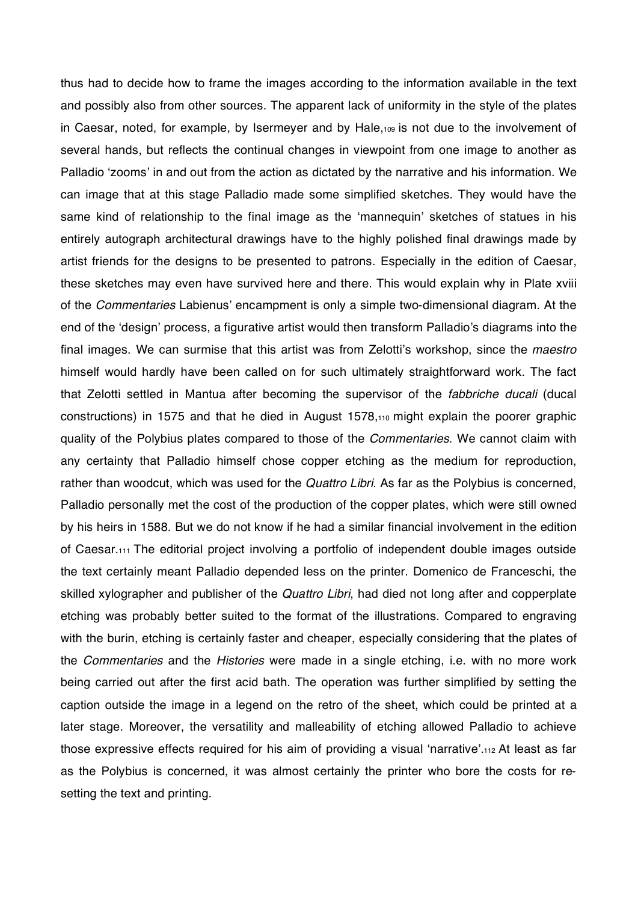thus had to decide how to frame the images according to the information available in the text and possibly also from other sources. The apparent lack of uniformity in the style of the plates in Caesar, noted, for example, by Isermeyer and by Hale,[109] is not due to the involvement of several hands, but reflects the continual changes in viewpoint from one image to another as Palladio 'zooms' in and out from the action as dictated by the narrative and his information. We can image that at this stage Palladio made some simplified sketches. They would have the same kind of relationship to the final image as the 'mannequin' sketches of statues in his entirely autograph architectural drawings have to the highly polished final drawings made by artist friends for the designs to be presented to patrons. Especially in the edition of Caesar, these sketches may even have survived here and there. This would explain why in Plate xviii of the *Commentaries* Labienus' encampment is only a simple two-dimensional diagram. At the end of the 'design' process, a figurative artist would then transform Palladio's diagrams into the final images. We can surmise that this artist was from Zelotti's workshop, since the *maestro* himself would hardly have been called on for such ultimately straightforward work. The fact that Zelotti settled in Mantua after becoming the supervisor of the *fabbriche ducali* (ducal constructions) in 1575 and that he died in August 1578,[110] might explain the poorer graphic quality of the Polybius plates compared to those of the *Commentaries*. We cannot claim with any certainty that Palladio himself chose copper etching as the medium for reproduction, rather than woodcut, which was used for the *Quattro Libri*. As far as the Polybius is concerned, Palladio personally met the cost of the production of the copper plates, which were still owned by his heirs in 1588. But we do not know if he had a similar financial involvement in the edition of Caesar.[111] The editorial project involving a portfolio of independent double images outside the text certainly meant Palladio depended less on the printer. Domenico de Franceschi, the skilled xylographer and publisher of the *Quattro Libri*, had died not long after and copperplate etching was probably better suited to the format of the illustrations. Compared to engraving with the burin, etching is certainly faster and cheaper, especially considering that the plates of the *Commentaries* and the *Histories* were made in a single etching, i.e. with no more work being carried out after the first acid bath. The operation was further simplified by setting the caption outside the image in a legend on the retro of the sheet, which could be printed at a later stage. Moreover, the versatility and malleability of etching allowed Palladio to achieve those expressive effects required for his aim of providing a visual 'narrative'.[112] At least as far as the Polybius is concerned, it was almost certainly the printer who bore the costs for re-setting the text and printing.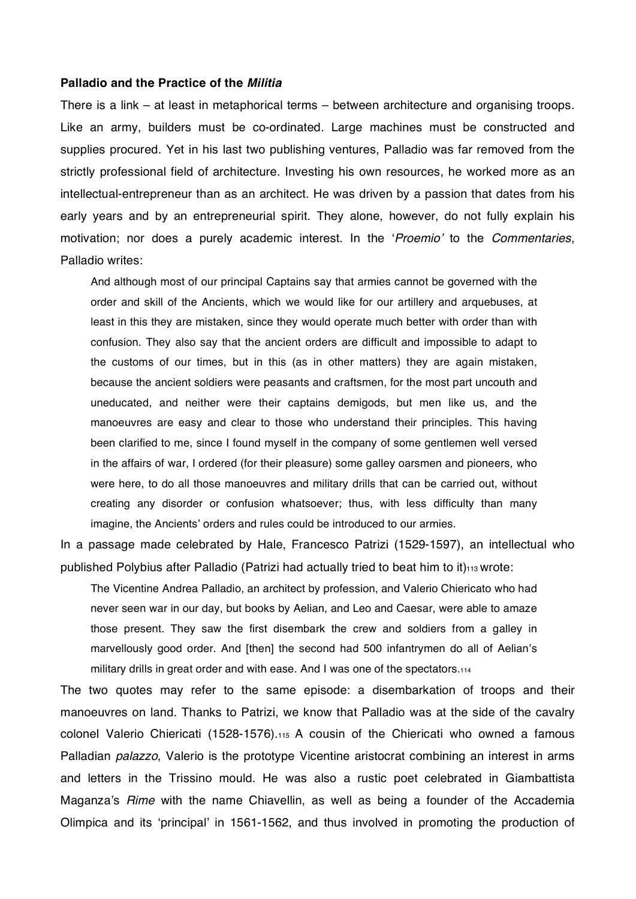**Palladio and the Practice of the *Militia***

There is a link – at least in metaphorical terms – between architecture and organising troops. Like an army, builders must be co-ordinated. Large machines must be constructed and supplies procured. Yet in his last two publishing ventures, Palladio was far removed from the strictly professional field of architecture. Investing his own resources, he worked more as an intellectual-entrepreneur than as an architect. He was driven by a passion that dates from his early years and by an entrepreneurial spirit. They alone, however, do not fully explain his motivation; nor does a purely academic interest. In the '*Proemio'* to the *Commentaries*, Palladio writes:

> And although most of our principal Captains say that armies cannot be governed with the order and skill of the Ancients, which we would like for our artillery and arquebuses, at least in this they are mistaken, since they would operate much better with order than with confusion. They also say that the ancient orders are difficult and impossible to adapt to the customs of our times, but in this (as in other matters) they are again mistaken, because the ancient soldiers were peasants and craftsmen, for the most part uncouth and uneducated, and neither were their captains demigods, but men like us, and the manoeuvres are easy and clear to those who understand their principles. This having been clarified to me, since I found myself in the company of some gentlemen well versed in the affairs of war, I ordered (for their pleasure) some galley oarsmen and pioneers, who were here, to do all those manoeuvres and military drills that can be carried out, without creating any disorder or confusion whatsoever; thus, with less difficulty than many imagine, the Ancients' orders and rules could be introduced to our armies.

In a passage made celebrated by Hale, Francesco Patrizi (1529-1597), an intellectual who published Polybius after Palladio (Patrizi had actually tried to beat him to it)[113] wrote:

> The Vicentine Andrea Palladio, an architect by profession, and Valerio Chiericato who had never seen war in our day, but books by Aelian, and Leo and Caesar, were able to amaze those present. They saw the first disembark the crew and soldiers from a galley in marvellously good order. And [then] the second had 500 infantrymen do all of Aelian's military drills in great order and with ease. And I was one of the spectators.[114]

The two quotes may refer to the same episode: a disembarkation of troops and their manoeuvres on land. Thanks to Patrizi, we know that Palladio was at the side of the cavalry colonel Valerio Chiericati (1528-1576).[115] A cousin of the Chiericati who owned a famous Palladian *palazzo*, Valerio is the prototype Vicentine aristocrat combining an interest in arms and letters in the Trissino mould. He was also a rustic poet celebrated in Giambattista Maganza's *Rime* with the name Chiavellin, as well as being a founder of the Accademia Olimpica and its 'principal' in 1561-1562, and thus involved in promoting the production of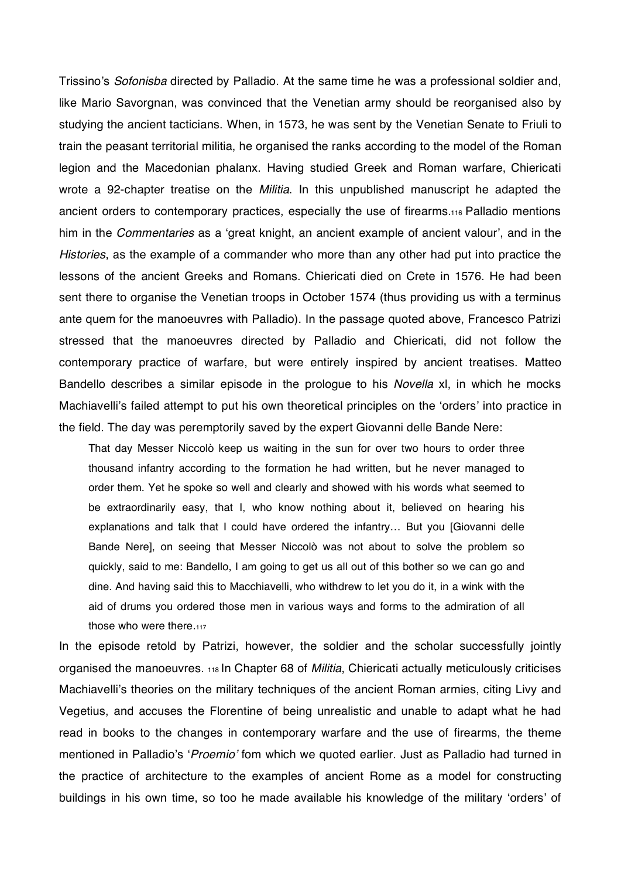Trissino's *Sofonisba* directed by Palladio. At the same time he was a professional soldier and, like Mario Savorgnan, was convinced that the Venetian army should be reorganised also by studying the ancient tacticians. When, in 1573, he was sent by the Venetian Senate to Friuli to train the peasant territorial militia, he organised the ranks according to the model of the Roman legion and the Macedonian phalanx. Having studied Greek and Roman warfare, Chiericati wrote a 92-chapter treatise on the *Militia*. In this unpublished manuscript he adapted the ancient orders to contemporary practices, especially the use of firearms.[116] Palladio mentions him in the *Commentaries* as a 'great knight, an ancient example of ancient valour', and in the *Histories*, as the example of a commander who more than any other had put into practice the lessons of the ancient Greeks and Romans. Chiericati died on Crete in 1576. He had been sent there to organise the Venetian troops in October 1574 (thus providing us with a terminus ante quem for the manoeuvres with Palladio). In the passage quoted above, Francesco Patrizi stressed that the manoeuvres directed by Palladio and Chiericati, did not follow the contemporary practice of warfare, but were entirely inspired by ancient treatises. Matteo Bandello describes a similar episode in the prologue to his *Novella* xl, in which he mocks Machiavelli's failed attempt to put his own theoretical principles on the 'orders' into practice in the field. The day was peremptorily saved by the expert Giovanni delle Bande Nere:

> That day Messer Niccolò keep us waiting in the sun for over two hours to order three thousand infantry according to the formation he had written, but he never managed to order them. Yet he spoke so well and clearly and showed with his words what seemed to be extraordinarily easy, that I, who know nothing about it, believed on hearing his explanations and talk that I could have ordered the infantry… But you [Giovanni delle Bande Nere], on seeing that Messer Niccolò was not about to solve the problem so quickly, said to me: Bandello, I am going to get us all out of this bother so we can go and dine. And having said this to Macchiavelli, who withdrew to let you do it, in a wink with the aid of drums you ordered those men in various ways and forms to the admiration of all those who were there.[117]

In the episode retold by Patrizi, however, the soldier and the scholar successfully jointly organised the manoeuvres. [118] In Chapter 68 of *Militia*, Chiericati actually meticulously criticises Machiavelli's theories on the military techniques of the ancient Roman armies, citing Livy and Vegetius, and accuses the Florentine of being unrealistic and unable to adapt what he had read in books to the changes in contemporary warfare and the use of firearms, the theme mentioned in Palladio's '*Proemio'* fom which we quoted earlier. Just as Palladio had turned in the practice of architecture to the examples of ancient Rome as a model for constructing buildings in his own time, so too he made available his knowledge of the military 'orders' of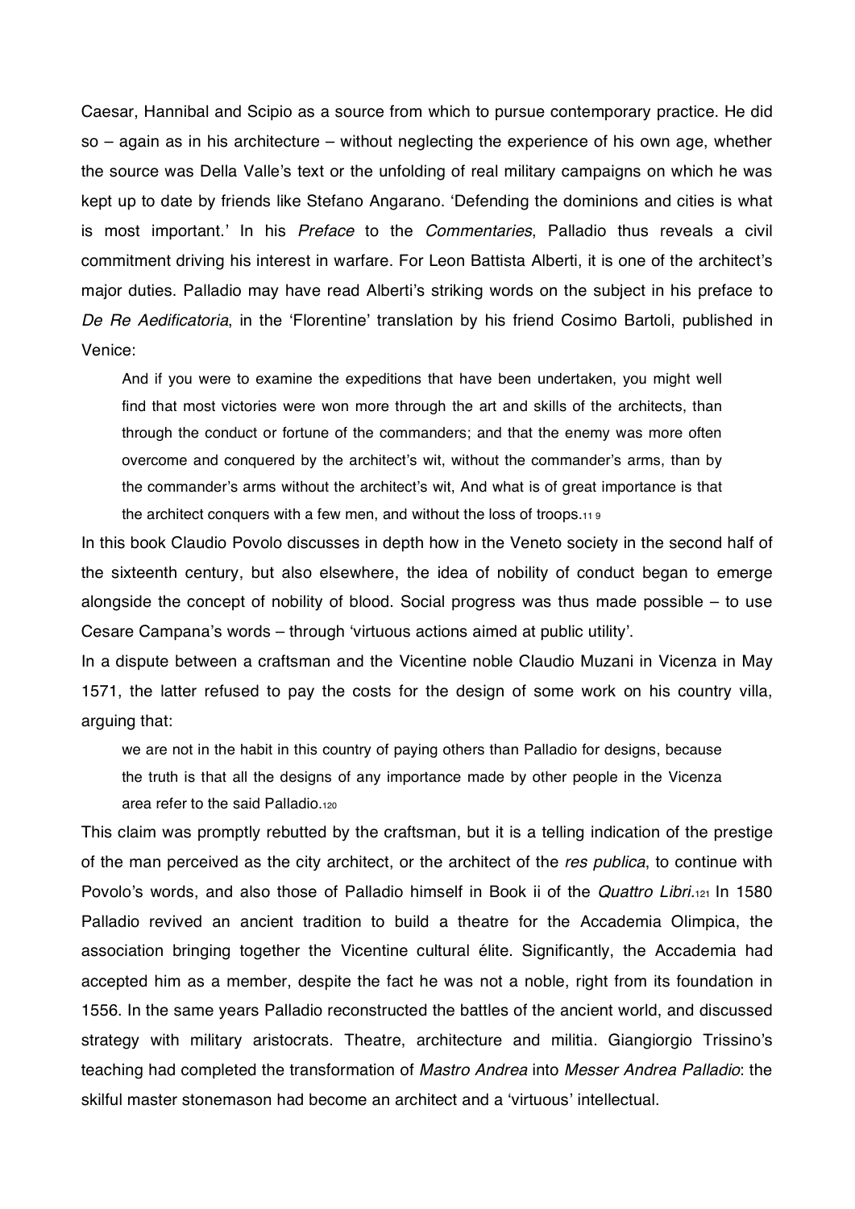Caesar, Hannibal and Scipio as a source from which to pursue contemporary practice. He did so – again as in his architecture – without neglecting the experience of his own age, whether the source was Della Valle's text or the unfolding of real military campaigns on which he was kept up to date by friends like Stefano Angarano. 'Defending the dominions and cities is what is most important.' In his *Preface* to the *Commentaries*, Palladio thus reveals a civil commitment driving his interest in warfare. For Leon Battista Alberti, it is one of the architect's major duties. Palladio may have read Alberti's striking words on the subject in his preface to *De Re Aedificatoria*, in the 'Florentine' translation by his friend Cosimo Bartoli, published in Venice:

> And if you were to examine the expeditions that have been undertaken, you might well find that most victories were won more through the art and skills of the architects, than through the conduct or fortune of the commanders; and that the enemy was more often overcome and conquered by the architect's wit, without the commander's arms, than by the commander's arms without the architect's wit, And what is of great importance is that the architect conquers with a few men, and without the loss of troops.[119]

In this book Claudio Povolo discusses in depth how in the Veneto society in the second half of the sixteenth century, but also elsewhere, the idea of nobility of conduct began to emerge alongside the concept of nobility of blood. Social progress was thus made possible – to use Cesare Campana's words – through 'virtuous actions aimed at public utility'.

In a dispute between a craftsman and the Vicentine noble Claudio Muzani in Vicenza in May 1571, the latter refused to pay the costs for the design of some work on his country villa, arguing that:

> we are not in the habit in this country of paying others than Palladio for designs, because the truth is that all the designs of any importance made by other people in the Vicenza area refer to the said Palladio.[120]

This claim was promptly rebutted by the craftsman, but it is a telling indication of the prestige of the man perceived as the city architect, or the architect of the *res publica*, to continue with Povolo's words, and also those of Palladio himself in Book ii of the *Quattro Libri*.[121] In 1580 Palladio revived an ancient tradition to build a theatre for the Accademia Olimpica, the association bringing together the Vicentine cultural élite. Significantly, the Accademia had accepted him as a member, despite the fact he was not a noble, right from its foundation in 1556. In the same years Palladio reconstructed the battles of the ancient world, and discussed strategy with military aristocrats. Theatre, architecture and militia. Giangiorgio Trissino's teaching had completed the transformation of *Mastro Andrea* into *Messer Andrea Palladio*: the skilful master stonemason had become an architect and a 'virtuous' intellectual.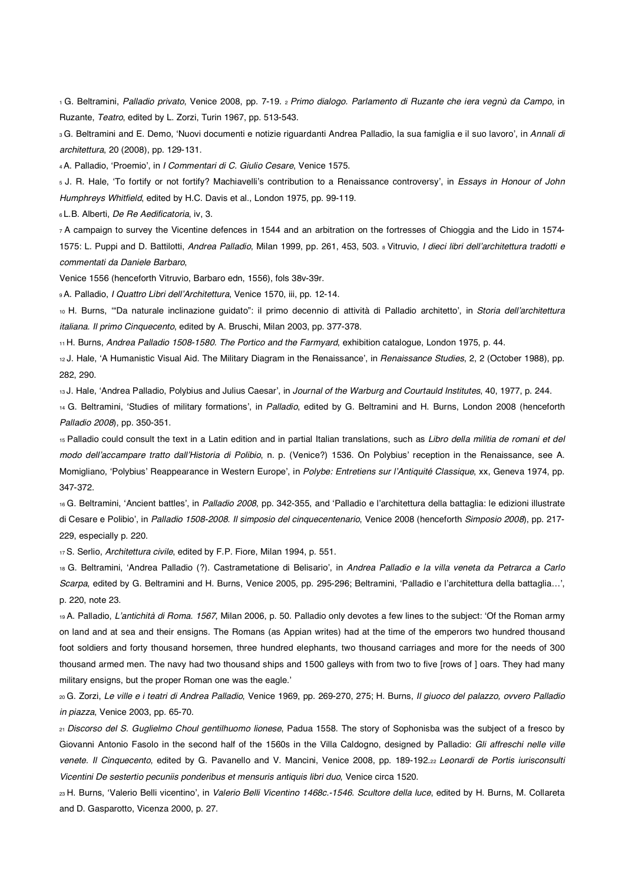[1] G. Beltramini, *Palladio privato*, Venice 2008, pp. 7-19. [2] *Primo dialogo. Parlamento di Ruzante che iera vegnù da Campo*, in Ruzante, *Teatro*, edited by L. Zorzi, Turin 1967, pp. 513-543.

[3] G. Beltramini and E. Demo, 'Nuovi documenti e notizie riguardanti Andrea Palladio, la sua famiglia e il suo lavoro', in *Annali di architettura*, 20 (2008), pp. 129-131.

[4] A. Palladio, 'Proemio', in *I Commentari di C. Giulio Cesare*, Venice 1575.

[5] J. R. Hale, 'To fortify or not fortify? Machiavelli's contribution to a Renaissance controversy', in *Essays in Honour of John Humphreys Whitfield*, edited by H.C. Davis et al., London 1975, pp. 99-119.

[6] L.B. Alberti, *De Re Aedificatoria*, iv, 3.

[7] A campaign to survey the Vicentine defences in 1544 and an arbitration on the fortresses of Chioggia and the Lido in 1574-1575: L. Puppi and D. Battilotti, *Andrea Palladio*, Milan 1999, pp. 261, 453, 503. [8] Vitruvio, *I dieci libri dell'architettura tradotti e commentati da Daniele Barbaro*,

Venice 1556 (henceforth Vitruvio, Barbaro edn, 1556), fols 38v-39r.

[9] A. Palladio, *I Quattro Libri dell'Architettura*, Venice 1570, iii, pp. 12-14.

[10] H. Burns, '"Da naturale inclinazione guidato": il primo decennio di attività di Palladio architetto', in *Storia dell'architettura italiana. Il primo Cinquecento*, edited by A. Bruschi, Milan 2003, pp. 377-378.

[11] H. Burns, *Andrea Palladio 1508-1580. The Portico and the Farmyard*, exhibition catalogue, London 1975, p. 44.

[12] J. Hale, 'A Humanistic Visual Aid. The Military Diagram in the Renaissance', in *Renaissance Studies*, 2, 2 (October 1988), pp. 282, 290.

[13] J. Hale, 'Andrea Palladio, Polybius and Julius Caesar', in *Journal of the Warburg and Courtauld Institutes*, 40, 1977, p. 244.

[14] G. Beltramini, 'Studies of military formations', in *Palladio*, edited by G. Beltramini and H. Burns, London 2008 (henceforth *Palladio 2008*), pp. 350-351.

[15] Palladio could consult the text in a Latin edition and in partial Italian translations, such as *Libro della militia de romani et del modo dell'accampare tratto dall'Historia di Polibio*, n. p. (Venice?) 1536. On Polybius' reception in the Renaissance, see A. Momigliano, 'Polybius' Reappearance in Western Europe', in *Polybe: Entretiens sur l'Antiquité Classique*, xx, Geneva 1974, pp. 347-372.

[16] G. Beltramini, 'Ancient battles', in *Palladio 2008*, pp. 342-355, and 'Palladio e l'architettura della battaglia: le edizioni illustrate di Cesare e Polibio', in *Palladio 1508-2008. Il simposio del cinquecentenario*, Venice 2008 (henceforth *Simposio 2008*), pp. 217-229, especially p. 220.

[17] S. Serlio, *Architettura civile*, edited by F.P. Fiore, Milan 1994, p. 551.

[18] G. Beltramini, 'Andrea Palladio (?). Castrametatione di Belisario', in *Andrea Palladio e la villa veneta da Petrarca a Carlo Scarpa*, edited by G. Beltramini and H. Burns, Venice 2005, pp. 295-296; Beltramini, 'Palladio e l'architettura della battaglia…', p. 220, note 23.

[19] A. Palladio, *L'antichità di Roma. 1567*, Milan 2006, p. 50. Palladio only devotes a few lines to the subject: 'Of the Roman army on land and at sea and their ensigns. The Romans (as Appian writes) had at the time of the emperors two hundred thousand foot soldiers and forty thousand horsemen, three hundred elephants, two thousand carriages and more for the needs of 300 thousand armed men. The navy had two thousand ships and 1500 galleys with from two to five [rows of ] oars. They had many military ensigns, but the proper Roman one was the eagle.'

[20] G. Zorzi, *Le ville e i teatri di Andrea Palladio*, Venice 1969, pp. 269-270, 275; H. Burns, *Il giuoco del palazzo, ovvero Palladio in piazza*, Venice 2003, pp. 65-70.

[21] *Discorso del S. Guglielmo Choul gentilhuomo lionese*, Padua 1558. The story of Sophonisba was the subject of a fresco by Giovanni Antonio Fasolo in the second half of the 1560s in the Villa Caldogno, designed by Palladio: *Gli affreschi nelle ville venete. Il Cinquecento*, edited by G. Pavanello and V. Mancini, Venice 2008, pp. 189-192. [22] *Leonardi de Portis iurisconsulti Vicentini De sestertio pecuniis ponderibus et mensuris antiquis libri duo*, Venice circa 1520.

[23] H. Burns, 'Valerio Belli vicentino', in *Valerio Belli Vicentino 1468c.-1546. Scultore della luce*, edited by H. Burns, M. Collareta and D. Gasparotto, Vicenza 2000, p. 27.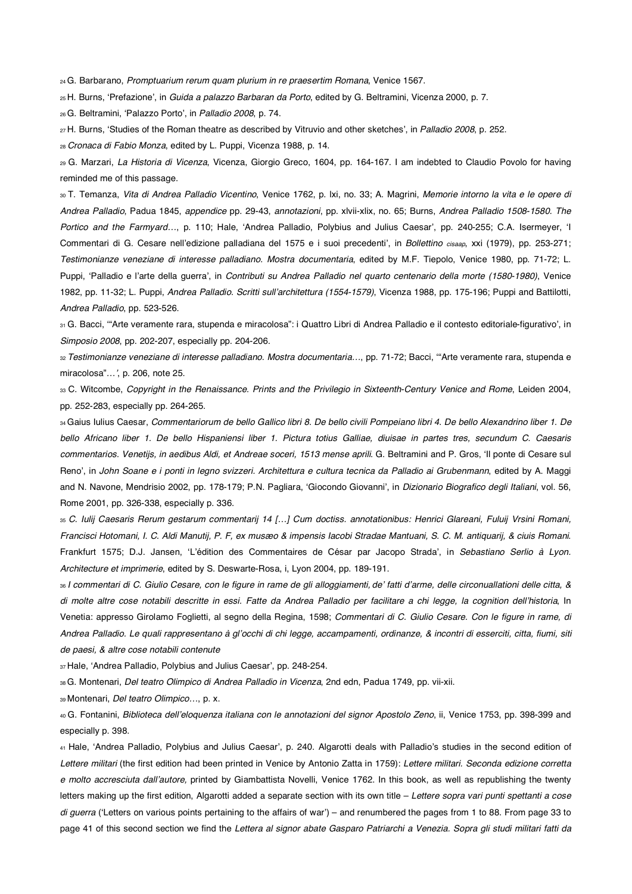[24] G. Barbarano, *Promptuarium rerum quam plurium in re praesertim Romana*, Venice 1567.

[25] H. Burns, 'Prefazione', in *Guida a palazzo Barbaran da Porto*, edited by G. Beltramini, Vicenza 2000, p. 7.

[26] G. Beltramini, 'Palazzo Porto', in *Palladio 2008*, p. 74.

[27] H. Burns, 'Studies of the Roman theatre as described by Vitruvio and other sketches', in *Palladio 2008*, p. 252.

[28] *Cronaca di Fabio Monza*, edited by L. Puppi, Vicenza 1988, p. 14.

[29] G. Marzari, *La Historia di Vicenza*, Vicenza, Giorgio Greco, 1604, pp. 164-167. I am indebted to Claudio Povolo for having reminded me of this passage.

[30] T. Temanza, *Vita di Andrea Palladio Vicentino*, Venice 1762, p. lxi, no. 33; A. Magrini, *Memorie intorno la vita e le opere di Andrea Palladio*, Padua 1845, *appendice* pp. 29-43, *annotazioni*, pp. xlvii-xlix, no. 65; Burns, *Andrea Palladio 1508-1580. The Portico and the Farmyard…*, p. 110; Hale, 'Andrea Palladio, Polybius and Julius Caesar', pp. 240-255; C.A. Isermeyer, 'I Commentari di G. Cesare nell'edizione palladiana del 1575 e i suoi precedenti', in *Bollettino cisaap*, xxi (1979), pp. 253-271; *Testimonianze veneziane di interesse palladiano. Mostra documentaria*, edited by M.F. Tiepolo, Venice 1980, pp. 71-72; L. Puppi, 'Palladio e l'arte della guerra', in *Contributi su Andrea Palladio nel quarto centenario della morte (1580-1980)*, Venice 1982, pp. 11-32; L. Puppi, *Andrea Palladio. Scritti sull'architettura (1554-1579)*, Vicenza 1988, pp. 175-196; Puppi and Battilotti, *Andrea Palladio*, pp. 523-526.

[31] G. Bacci, '"Arte veramente rara, stupenda e miracolosa": i Quattro Libri di Andrea Palladio e il contesto editoriale-figurativo', in *Simposio 2008*, pp. 202-207, especially pp. 204-206.

[32] *Testimonianze veneziane di interesse palladiano. Mostra documentaria…*, pp. 71-72; Bacci, '"Arte veramente rara, stupenda e miracolosa"…', p. 206, note 25.

[33] C. Witcombe, *Copyright in the Renaissance. Prints and the Privilegio in Sixteenth-Century Venice and Rome*, Leiden 2004, pp. 252-283, especially pp. 264-265.

[34] Gaius Iulius Caesar, *Commentariorum de bello Gallico libri 8. De bello civili Pompeiano libri 4. De bello Alexandrino liber 1. De bello Africano liber 1. De bello Hispaniensi liber 1. Pictura totius Galliae, diuisae in partes tres, secundum C. Caesaris commentarios. Venetijs, in aedibus Aldi, et Andreae soceri, 1513 mense aprili*. G. Beltramini and P. Gros, 'Il ponte di Cesare sul Reno', in *John Soane e i ponti in legno svizzeri. Architettura e cultura tecnica da Palladio ai Grubenmann*, edited by A. Maggi and N. Navone, Mendrisio 2002, pp. 178-179; P.N. Pagliara, 'Giocondo Giovanni', in *Dizionario Biografico degli Italiani*, vol. 56, Rome 2001, pp. 326-338, especially p. 336.

[35] *C. Iulij Caesaris Rerum gestarum commentarij 14 […] Cum doctiss. annotationibus: Henrici Glareani, Fuluij Vrsini Romani, Francisci Hotomani, I. C. Aldi Manutij, P. F, ex musæo & impensis Iacobi Stradae Mantuani, S. C. M. antiquarij, & ciuis Romani*. Frankfurt 1575; D.J. Jansen, 'L'édition des Commentaires de César par Jacopo Strada', in *Sebastiano Serlio à Lyon. Architecture et imprimerie*, edited by S. Deswarte-Rosa, i, Lyon 2004, pp. 189-191.

[36] *I commentari di C. Giulio Cesare, con le figure in rame de gli alloggiamenti, de' fatti d'arme, delle circonuallationi delle citta, & di molte altre cose notabili descritte in essi. Fatte da Andrea Palladio per facilitare a chi legge, la cognition dell'historia*, In Venetia: appresso Girolamo Foglietti, al segno della Regina, 1598; *Commentari di C. Giulio Cesare. Con le figure in rame, di Andrea Palladio. Le quali rappresentano à gl'occhi di chi legge, accampamenti, ordinanze, & incontri di esserciti, citta, fiumi, siti de paesi, & altre cose notabili contenute*

[37] Hale, 'Andrea Palladio, Polybius and Julius Caesar', pp. 248-254.

[38] G. Montenari, *Del teatro Olimpico di Andrea Palladio in Vicenza*, 2nd edn, Padua 1749, pp. vii-xii.

[39] Montenari, *Del teatro Olimpico…*, p. x.

[40] G. Fontanini, *Biblioteca dell'eloquenza italiana con le annotazioni del signor Apostolo Zeno*, ii, Venice 1753, pp. 398-399 and especially p. 398.

[41] Hale, 'Andrea Palladio, Polybius and Julius Caesar', p. 240. Algarotti deals with Palladio's studies in the second edition of *Lettere militari* (the first edition had been printed in Venice by Antonio Zatta in 1759): *Lettere militari. Seconda edizione corretta e molto accresciuta dall'autore,* printed by Giambattista Novelli, Venice 1762. In this book, as well as republishing the twenty letters making up the first edition, Algarotti added a separate section with its own title – *Lettere sopra vari punti spettanti a cose di guerra* ('Letters on various points pertaining to the affairs of war') – and renumbered the pages from 1 to 88. From page 33 to page 41 of this second section we find the *Lettera al signor abate Gasparo Patriarchi a Venezia. Sopra gli studi militari fatti da*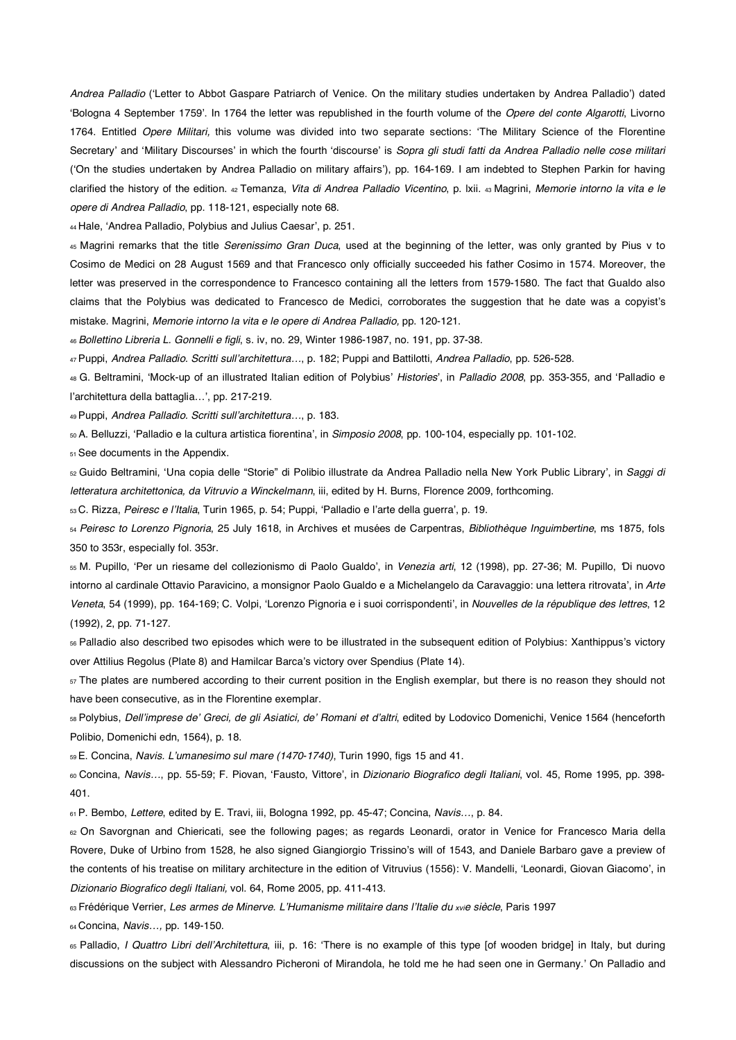*Andrea Palladio* ('Letter to Abbot Gaspare Patriarch of Venice. On the military studies undertaken by Andrea Palladio') dated 'Bologna 4 September 1759'. In 1764 the letter was republished in the fourth volume of the *Opere del conte Algarotti*, Livorno 1764. Entitled *Opere Militari,* this volume was divided into two separate sections: 'The Military Science of the Florentine Secretary' and 'Military Discourses' in which the fourth 'discourse' is *Sopra gli studi fatti da Andrea Palladio nelle cose militari* ('On the studies undertaken by Andrea Palladio on military affairs'), pp. 164-169. I am indebted to Stephen Parkin for having clarified the history of the edition. [42] Temanza, *Vita di Andrea Palladio Vicentino*, p. lxii. [43] Magrini, *Memorie intorno la vita e le opere di Andrea Palladio*, pp. 118-121, especially note 68.

[44] Hale, 'Andrea Palladio, Polybius and Julius Caesar', p. 251.

[45] Magrini remarks that the title *Serenissimo Gran Duca*, used at the beginning of the letter, was only granted by Pius v to Cosimo de Medici on 28 August 1569 and that Francesco only officially succeeded his father Cosimo in 1574. Moreover, the letter was preserved in the correspondence to Francesco containing all the letters from 1579-1580. The fact that Gualdo also claims that the Polybius was dedicated to Francesco de Medici, corroborates the suggestion that he date was a copyist's mistake. Magrini, *Memorie intorno la vita e le opere di Andrea Palladio,* pp. 120-121.

[46] *Bollettino Libreria L. Gonnelli e figli*, s. iv, no. 29, Winter 1986-1987, no. 191, pp. 37-38.

[47] Puppi, *Andrea Palladio. Scritti sull'architettura…*, p. 182; Puppi and Battilotti, *Andrea Palladio*, pp. 526-528.

[48] G. Beltramini, 'Mock-up of an illustrated Italian edition of Polybius' *Histories*', in *Palladio 2008*, pp. 353-355, and 'Palladio e l'architettura della battaglia…', pp. 217-219.

[49] Puppi, *Andrea Palladio. Scritti sull'architettura…*, p. 183.

[50] A. Belluzzi, 'Palladio e la cultura artistica fiorentina', in *Simposio 2008*, pp. 100-104, especially pp. 101-102.

[51] See documents in the Appendix.

[52] Guido Beltramini, 'Una copia delle "Storie" di Polibio illustrate da Andrea Palladio nella New York Public Library', in *Saggi di letteratura architettonica, da Vitruvio a Winckelmann*, iii, edited by H. Burns, Florence 2009, forthcoming.

[53] C. Rizza, *Peiresc e l'Italia*, Turin 1965, p. 54; Puppi, 'Palladio e l'arte della guerra', p. 19.

[54] *Peiresc to Lorenzo Pignoria*, 25 July 1618, in Archives et musées de Carpentras, *Bibliothèque Inguimbertine*, ms 1875, fols 350 to 353r, especially fol. 353r.

[55] M. Pupillo, 'Per un riesame del collezionismo di Paolo Gualdo', in *Venezia arti*, 12 (1998), pp. 27-36; M. Pupillo, 'Di nuovo intorno al cardinale Ottavio Paravicino, a monsignor Paolo Gualdo e a Michelangelo da Caravaggio: una lettera ritrovata', in *Arte Veneta*, 54 (1999), pp. 164-169; C. Volpi, 'Lorenzo Pignoria e i suoi corrispondenti', in *Nouvelles de la république des lettres*, 12 (1992), 2, pp. 71-127.

[56] Palladio also described two episodes which were to be illustrated in the subsequent edition of Polybius: Xanthippus's victory over Attilius Regolus (Plate 8) and Hamilcar Barca's victory over Spendius (Plate 14).

[57] The plates are numbered according to their current position in the English exemplar, but there is no reason they should not have been consecutive, as in the Florentine exemplar.

[58] Polybius, *Dell'imprese de' Greci, de gli Asiatici, de' Romani et d'altri*, edited by Lodovico Domenichi, Venice 1564 (henceforth Polibio, Domenichi edn, 1564), p. 18.

[59] E. Concina, *Navis. L'umanesimo sul mare (1470-1740)*, Turin 1990, figs 15 and 41.

[60] Concina, *Navis…*, pp. 55-59; F. Piovan, 'Fausto, Vittore', in *Dizionario Biografico degli Italiani*, vol. 45, Rome 1995, pp. 398-401.

[61] P. Bembo, *Lettere*, edited by E. Travi, iii, Bologna 1992, pp. 45-47; Concina, *Navis…*, p. 84.

[62] On Savorgnan and Chiericati, see the following pages; as regards Leonardi, orator in Venice for Francesco Maria della Rovere, Duke of Urbino from 1528, he also signed Giangiorgio Trissino's will of 1543, and Daniele Barbaro gave a preview of the contents of his treatise on military architecture in the edition of Vitruvius (1556): V. Mandelli, 'Leonardi, Giovan Giacomo', in *Dizionario Biografico degli Italiani,* vol. 64, Rome 2005, pp. 411-413.

[63] Frédérique Verrier, *Les armes de Minerve. L'Humanisme militaire dans l'Italie du xvie siècle*, Paris 1997

[64] Concina, *Navis…,* pp. 149-150.

[65] Palladio, *I Quattro Libri dell'Architettura*, iii, p. 16: 'There is no example of this type [of wooden bridge] in Italy, but during discussions on the subject with Alessandro Picheroni of Mirandola, he told me he had seen one in Germany.' On Palladio and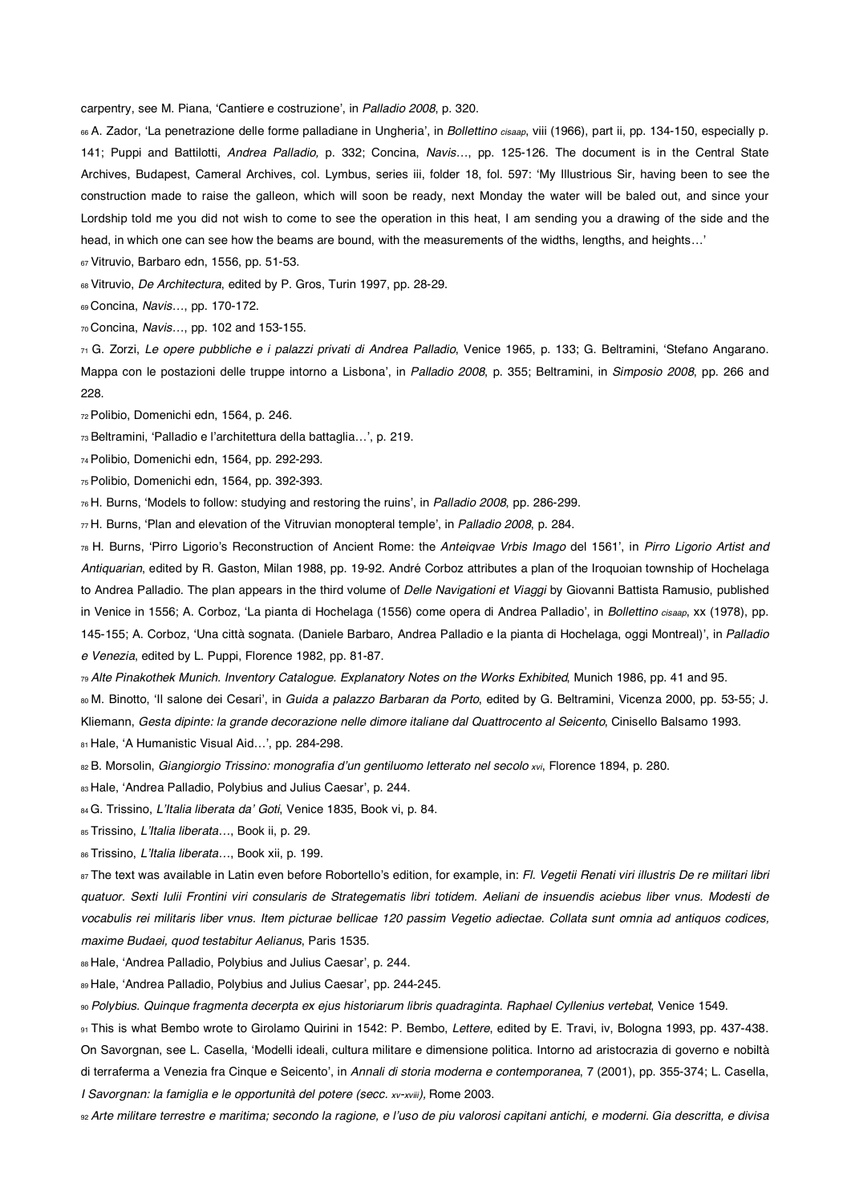carpentry, see M. Piana, 'Cantiere e costruzione', in *Palladio 2008*, p. 320.

66 A. Zador, 'La penetrazione delle forme palladiane in Ungheria', in *Bollettino cisaap*, viii (1966), part ii, pp. 134-150, especially p. 141; Puppi and Battilotti, *Andrea Palladio,* p. 332; Concina, *Navis…*, pp. 125-126. The document is in the Central State Archives, Budapest, Cameral Archives, col. Lymbus, series iii, folder 18, fol. 597: 'My Illustrious Sir, having been to see the construction made to raise the galleon, which will soon be ready, next Monday the water will be baled out, and since your Lordship told me you did not wish to come to see the operation in this heat, I am sending you a drawing of the side and the head, in which one can see how the beams are bound, with the measurements of the widths, lengths, and heights…'

67 Vitruvio, Barbaro edn, 1556, pp. 51-53.

68 Vitruvio, *De Architectura*, edited by P. Gros, Turin 1997, pp. 28-29.

69 Concina, *Navis…*, pp. 170-172.

70 Concina, *Navis…*, pp. 102 and 153-155.

71 G. Zorzi, *Le opere pubbliche e i palazzi privati di Andrea Palladio*, Venice 1965, p. 133; G. Beltramini, 'Stefano Angarano. Mappa con le postazioni delle truppe intorno a Lisbona', in *Palladio 2008*, p. 355; Beltramini, in *Simposio 2008*, pp. 266 and 228.

72 Polibio, Domenichi edn, 1564, p. 246.

73 Beltramini, 'Palladio e l'architettura della battaglia…', p. 219.

74 Polibio, Domenichi edn, 1564, pp. 292-293.

75 Polibio, Domenichi edn, 1564, pp. 392-393.

76 H. Burns, 'Models to follow: studying and restoring the ruins', in *Palladio 2008*, pp. 286-299.

77 H. Burns, 'Plan and elevation of the Vitruvian monopteral temple', in *Palladio 2008*, p. 284.

78 H. Burns, 'Pirro Ligorio's Reconstruction of Ancient Rome: the *Anteiqvae Vrbis Imago* del 1561', in *Pirro Ligorio Artist and Antiquarian*, edited by R. Gaston, Milan 1988, pp. 19-92. André Corboz attributes a plan of the Iroquoian township of Hochelaga to Andrea Palladio. The plan appears in the third volume of *Delle Navigationi et Viaggi* by Giovanni Battista Ramusio, published in Venice in 1556; A. Corboz, 'La pianta di Hochelaga (1556) come opera di Andrea Palladio', in *Bollettino cisaap*, xx (1978), pp. 145-155; A. Corboz, 'Una città sognata. (Daniele Barbaro, Andrea Palladio e la pianta di Hochelaga, oggi Montreal)', in *Palladio e Venezia*, edited by L. Puppi, Florence 1982, pp. 81-87.

79 *Alte Pinakothek Munich. Inventory Catalogue. Explanatory Notes on the Works Exhibited*, Munich 1986, pp. 41 and 95.

80 M. Binotto, 'Il salone dei Cesari', in *Guida a palazzo Barbaran da Porto*, edited by G. Beltramini, Vicenza 2000, pp. 53-55; J. Kliemann, *Gesta dipinte: la grande decorazione nelle dimore italiane dal Quattrocento al Seicento*, Cinisello Balsamo 1993.

81 Hale, 'A Humanistic Visual Aid…', pp. 284-298.

82 B. Morsolin, *Giangiorgio Trissino: monografia d'un gentiluomo letterato nel secolo xvi*, Florence 1894, p. 280.

83 Hale, 'Andrea Palladio, Polybius and Julius Caesar', p. 244.

84 G. Trissino, *L'Italia liberata da' Goti*, Venice 1835, Book vi, p. 84.

85 Trissino, *L'Italia liberata…*, Book ii, p. 29.

86 Trissino, *L'Italia liberata…*, Book xii, p. 199.

87 The text was available in Latin even before Robortello's edition, for example, in: *Fl. Vegetii Renati viri illustris De re militari libri quatuor. Sexti Iulii Frontini viri consularis de Strategematis libri totidem. Aeliani de insuendis aciebus liber vnus. Modesti de vocabulis rei militaris liber vnus. Item picturae bellicae 120 passim Vegetio adiectae. Collata sunt omnia ad antiquos codices, maxime Budaei, quod testabitur Aelianus*, Paris 1535.

88 Hale, 'Andrea Palladio, Polybius and Julius Caesar', p. 244.

89 Hale, 'Andrea Palladio, Polybius and Julius Caesar', pp. 244-245.

90 *Polybius. Quinque fragmenta decerpta ex ejus historiarum libris quadraginta. Raphael Cyllenius vertebat*, Venice 1549.

91 This is what Bembo wrote to Girolamo Quirini in 1542: P. Bembo, *Lettere*, edited by E. Travi, iv, Bologna 1993, pp. 437-438. On Savorgnan, see L. Casella, 'Modelli ideali, cultura militare e dimensione politica. Intorno ad aristocrazia di governo e nobiltà di terraferma a Venezia fra Cinque e Seicento', in *Annali di storia moderna e contemporanea*, 7 (2001), pp. 355-374; L. Casella, *I Savorgnan: la famiglia e le opportunità del potere (secc. xv-xviii)*, Rome 2003.

92 *Arte militare terrestre e maritima; secondo la ragione, e l'uso de piu valorosi capitani antichi, e moderni. Gia descritta, e divisa*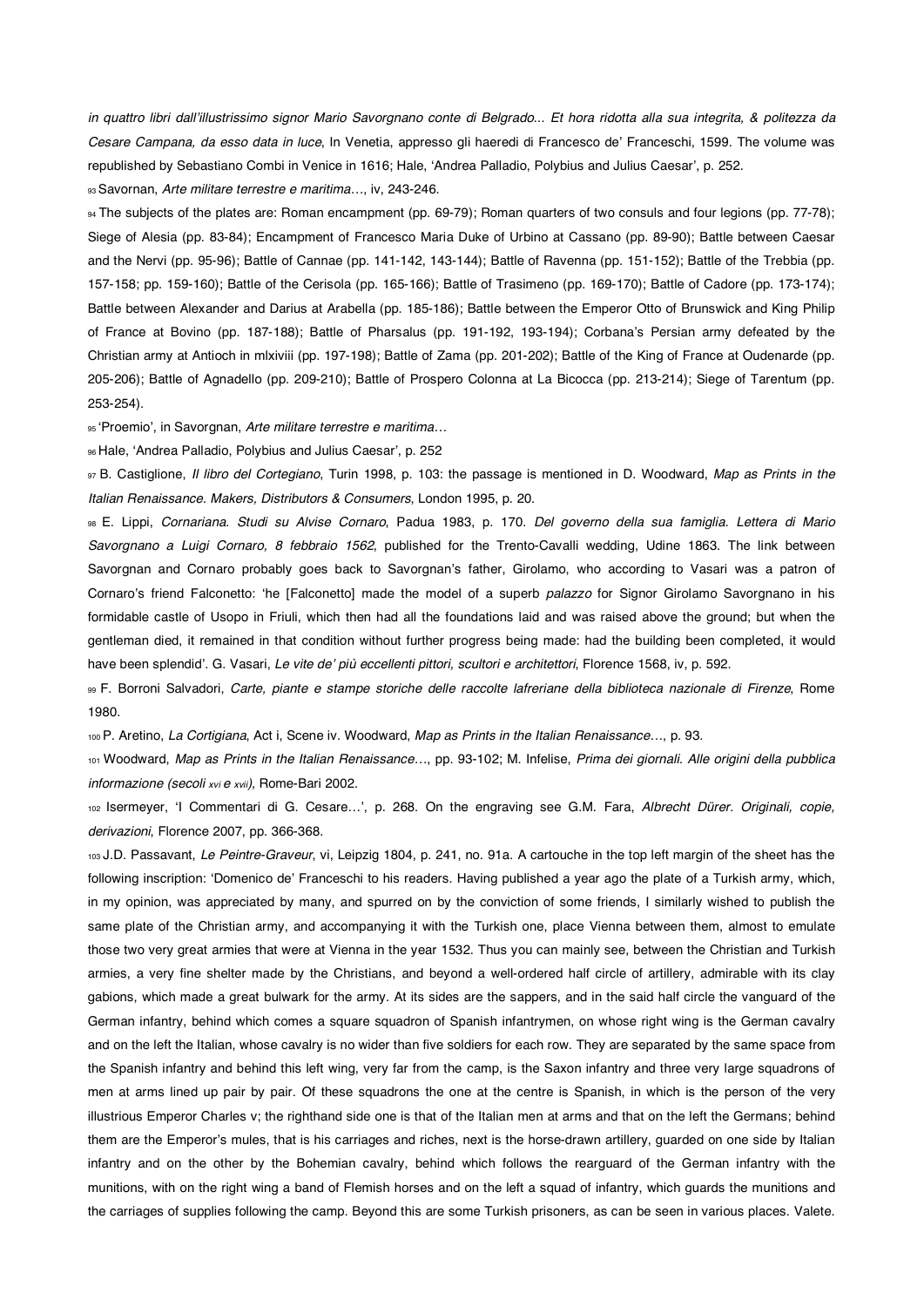*in quattro libri dall'illustrissimo signor Mario Savorgnano conte di Belgrado... Et hora ridotta alla sua integrita, & politezza da Cesare Campana, da esso data in luce*, In Venetia, appresso gli haeredi di Francesco de' Franceschi, 1599. The volume was republished by Sebastiano Combi in Venice in 1616; Hale, 'Andrea Palladio, Polybius and Julius Caesar', p. 252.

93 Savornan, *Arte militare terrestre e maritima…*, iv, 243-246.

94 The subjects of the plates are: Roman encampment (pp. 69-79); Roman quarters of two consuls and four legions (pp. 77-78); Siege of Alesia (pp. 83-84); Encampment of Francesco Maria Duke of Urbino at Cassano (pp. 89-90); Battle between Caesar and the Nervi (pp. 95-96); Battle of Cannae (pp. 141-142, 143-144); Battle of Ravenna (pp. 151-152); Battle of the Trebbia (pp. 157-158; pp. 159-160); Battle of the Cerisola (pp. 165-166); Battle of Trasimeno (pp. 169-170); Battle of Cadore (pp. 173-174); Battle between Alexander and Darius at Arabella (pp. 185-186); Battle between the Emperor Otto of Brunswick and King Philip of France at Bovino (pp. 187-188); Battle of Pharsalus (pp. 191-192, 193-194); Corbana's Persian army defeated by the Christian army at Antioch in mlxiviii (pp. 197-198); Battle of Zama (pp. 201-202); Battle of the King of France at Oudenarde (pp. 205-206); Battle of Agnadello (pp. 209-210); Battle of Prospero Colonna at La Bicocca (pp. 213-214); Siege of Tarentum (pp. 253-254).

95 'Proemio', in Savorgnan, *Arte militare terrestre e maritima…*

96 Hale, 'Andrea Palladio, Polybius and Julius Caesar', p. 252

97 B. Castiglione, *Il libro del Cortegiano*, Turin 1998, p. 103: the passage is mentioned in D. Woodward, *Map as Prints in the Italian Renaissance. Makers, Distributors & Consumers*, London 1995, p. 20.

98 E. Lippi, *Cornariana. Studi su Alvise Cornaro*, Padua 1983, p. 170. *Del governo della sua famiglia. Lettera di Mario Savorgnano a Luigi Cornaro, 8 febbraio 1562*, published for the Trento-Cavalli wedding, Udine 1863. The link between Savorgnan and Cornaro probably goes back to Savorgnan's father, Girolamo, who according to Vasari was a patron of Cornaro's friend Falconetto: 'he [Falconetto] made the model of a superb *palazzo* for Signor Girolamo Savorgnano in his formidable castle of Usopo in Friuli, which then had all the foundations laid and was raised above the ground; but when the gentleman died, it remained in that condition without further progress being made: had the building been completed, it would have been splendid'. G. Vasari, *Le vite de' più eccellenti pittori, scultori e architettori*, Florence 1568, iv, p. 592.

99 F. Borroni Salvadori, *Carte, piante e stampe storiche delle raccolte lafreriane della biblioteca nazionale di Firenze*, Rome 1980.

100 P. Aretino, *La Cortigiana*, Act i, Scene iv. Woodward, *Map as Prints in the Italian Renaissance…*, p. 93.

101 Woodward, *Map as Prints in the Italian Renaissance…*, pp. 93-102; M. Infelise, *Prima dei giornali. Alle origini della pubblica informazione (secoli xvi e xvii)*, Rome-Bari 2002.

102 Isermeyer, 'I Commentari di G. Cesare…', p. 268. On the engraving see G.M. Fara, *Albrecht Dürer. Originali, copie, derivazioni*, Florence 2007, pp. 366-368.

103 J.D. Passavant, *Le Peintre-Graveur*, vi, Leipzig 1804, p. 241, no. 91a. A cartouche in the top left margin of the sheet has the following inscription: 'Domenico de' Franceschi to his readers. Having published a year ago the plate of a Turkish army, which, in my opinion, was appreciated by many, and spurred on by the conviction of some friends, I similarly wished to publish the same plate of the Christian army, and accompanying it with the Turkish one, place Vienna between them, almost to emulate those two very great armies that were at Vienna in the year 1532. Thus you can mainly see, between the Christian and Turkish armies, a very fine shelter made by the Christians, and beyond a well-ordered half circle of artillery, admirable with its clay gabions, which made a great bulwark for the army. At its sides are the sappers, and in the said half circle the vanguard of the German infantry, behind which comes a square squadron of Spanish infantrymen, on whose right wing is the German cavalry and on the left the Italian, whose cavalry is no wider than five soldiers for each row. They are separated by the same space from the Spanish infantry and behind this left wing, very far from the camp, is the Saxon infantry and three very large squadrons of men at arms lined up pair by pair. Of these squadrons the one at the centre is Spanish, in which is the person of the very illustrious Emperor Charles v; the righthand side one is that of the Italian men at arms and that on the left the Germans; behind them are the Emperor's mules, that is his carriages and riches, next is the horse-drawn artillery, guarded on one side by Italian infantry and on the other by the Bohemian cavalry, behind which follows the rearguard of the German infantry with the munitions, with on the right wing a band of Flemish horses and on the left a squad of infantry, which guards the munitions and the carriages of supplies following the camp. Beyond this are some Turkish prisoners, as can be seen in various places. Valete.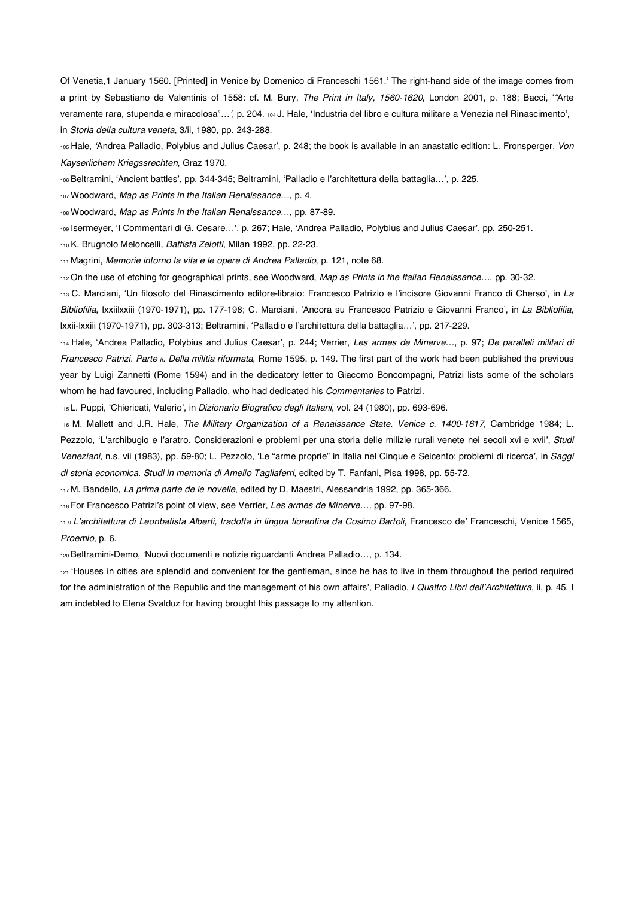Of Venetia,1 January 1560. [Printed] in Venice by Domenico di Franceschi 1561.' The right-hand side of the image comes from a print by Sebastiano de Valentinis of 1558: cf. M. Bury, *The Print in Italy, 1560-1620*, London 2001, p. 188; Bacci, '"Arte veramente rara, stupenda e miracolosa"…', p. 204. [104] J. Hale, 'Industria del libro e cultura militare a Venezia nel Rinascimento', in *Storia della cultura veneta*, 3/ii, 1980, pp. 243-288.

[105] Hale, 'Andrea Palladio, Polybius and Julius Caesar', p. 248; the book is available in an anastatic edition: L. Fronsperger, *Von Kayserlichem Kriegssrechten*, Graz 1970.

[106] Beltramini, 'Ancient battles', pp. 344-345; Beltramini, 'Palladio e l'architettura della battaglia…', p. 225.

[107] Woodward, *Map as Prints in the Italian Renaissance…*, p. 4.

[108] Woodward, *Map as Prints in the Italian Renaissance…*, pp. 87-89.

[109] Isermeyer, 'I Commentari di G. Cesare…', p. 267; Hale, 'Andrea Palladio, Polybius and Julius Caesar', pp. 250-251.

[110] K. Brugnolo Meloncelli, *Battista Zelotti*, Milan 1992, pp. 22-23.

[111] Magrini, *Memorie intorno la vita e le opere di Andrea Palladio*, p. 121, note 68.

[112] On the use of etching for geographical prints, see Woodward, *Map as Prints in the Italian Renaissance…*, pp. 30-32.

[113] C. Marciani, 'Un filosofo del Rinascimento editore-libraio: Francesco Patrizio e l'incisore Giovanni Franco di Cherso', in *La Bibliofilia*, lxxiilxxiii (1970-1971), pp. 177-198; C. Marciani, 'Ancora su Francesco Patrizio e Giovanni Franco', in *La Bibliofilia*, lxxii-lxxiii (1970-1971), pp. 303-313; Beltramini, 'Palladio e l'architettura della battaglia…', pp. 217-229.

[114] Hale, 'Andrea Palladio, Polybius and Julius Caesar', p. 244; Verrier, *Les armes de Minerve…*, p. 97; *De paralleli militari di Francesco Patrizi. Parte ii. Della militia riformata*, Rome 1595, p. 149. The first part of the work had been published the previous year by Luigi Zannetti (Rome 1594) and in the dedicatory letter to Giacomo Boncompagni, Patrizi lists some of the scholars whom he had favoured, including Palladio, who had dedicated his *Commentaries* to Patrizi.

[115] L. Puppi, 'Chiericati, Valerio', in *Dizionario Biografico degli Italiani*, vol. 24 (1980), pp. 693-696.

[116] M. Mallett and J.R. Hale, *The Military Organization of a Renaissance State. Venice c. 1400-1617*, Cambridge 1984; L. Pezzolo, 'L'archibugio e l'aratro. Considerazioni e problemi per una storia delle milizie rurali venete nei secoli xvi e xvii', *Studi Veneziani*, n.s. vii (1983), pp. 59-80; L. Pezzolo, 'Le "arme proprie" in Italia nel Cinque e Seicento: problemi di ricerca', in *Saggi di storia economica. Studi in memoria di Amelio Tagliaferri*, edited by T. Fanfani, Pisa 1998, pp. 55-72.

[117] M. Bandello, *La prima parte de le novelle*, edited by D. Maestri, Alessandria 1992, pp. 365-366.

[118] For Francesco Patrizi's point of view, see Verrier, *Les armes de Minerve…,* pp. 97-98.

[119] *L'architettura di Leonbatista Alberti, tradotta in lingua fiorentina da Cosimo Bartoli*, Francesco de' Franceschi, Venice 1565, *Proemio*, p. 6.

[120] Beltramini-Demo, 'Nuovi documenti e notizie riguardanti Andrea Palladio…, p. 134.

[121] 'Houses in cities are splendid and convenient for the gentleman, since he has to live in them throughout the period required for the administration of the Republic and the management of his own affairs', Palladio, *I Quattro Libri dell'Architettura*, ii, p. 45. I am indebted to Elena Svalduz for having brought this passage to my attention.